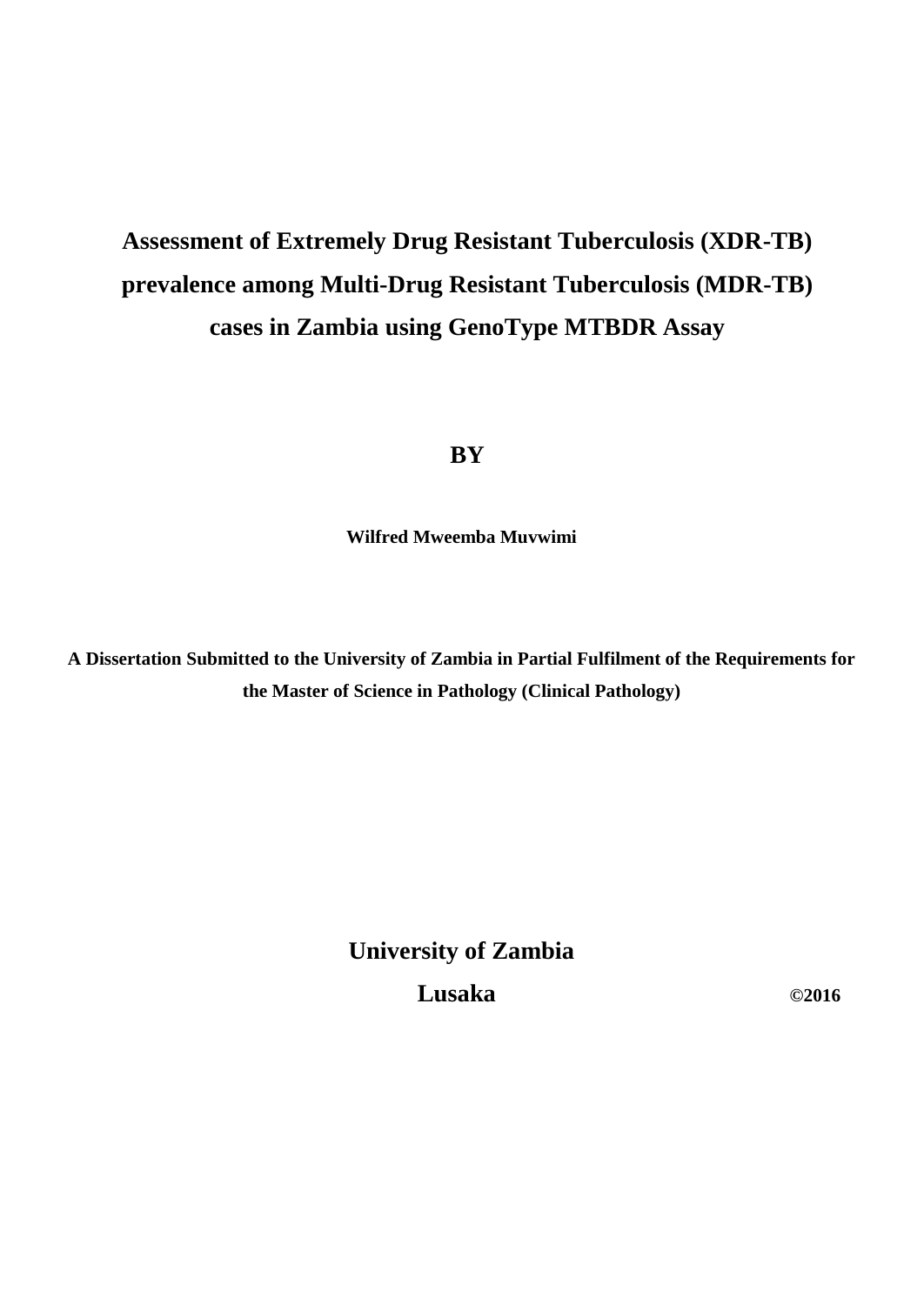# Assessment of Extremely Drug Resistant Tuberculosis (XDR-TB) prevalence among Multi-Drug Resistant Tuberculosis (MDR-TB) cases in Zambia using GenoType MTBDR Assay

**BY**

**Wilfred Mweemba Muvwimi**

**A Dissertation Submitted to the University of Zambia in Partial Fulfilment of the Requirements for the Master of Science in Pathology (Clinical Pathology)**

**University of Zambia**

**Lusaka**

**©2016**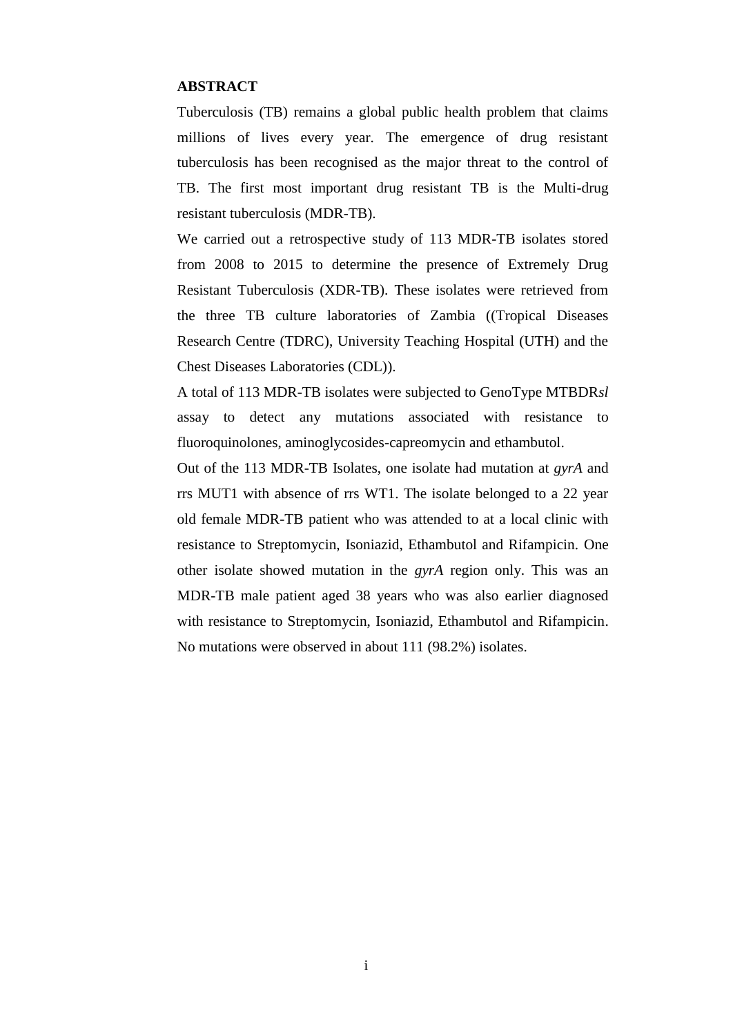## ABSTRACT

Tuberculosis (TB) remains a global public health problem that claims millions of lives every year. The emergence of drug resistant tuberculosis has been recognised as the major threat to the control of TB. The first most important drug resistant TB is the Multi-drug resistant tuberculosis (MDR-TB).

We carried out a retrospective study of 113 MDR-TB isolates stored from 2008 to 2015 to determine the presence of Extremely Drug Resistant Tuberculosis (XDR-TB). These isolates were retrieved from the three TB culture laboratories of Zambia ((Tropical Diseases Research Centre (TDRC), University Teaching Hospital (UTH) and the Chest Diseases Laboratories (CDL)).

A total of 113 MDR-TB isolates were subjected to GenoType MTBDR*sl* assay to detect any mutations associated with resistance to fluoroquinolones, aminoglycosides-capreomycin and ethambutol.

Out of the 113 MDR-TB Isolates, one isolate had mutation at *gyrA* and rrs MUT1 with absence of rrs WT1. The isolate belonged to a 22 year old female MDR-TB patient who was attended to at a local clinic with resistance to Streptomycin, Isoniazid, Ethambutol and Rifampicin. One other isolate showed mutation in the *gyrA* region only. This was an MDR-TB male patient aged 38 years who was also earlier diagnosed with resistance to Streptomycin, Isoniazid, Ethambutol and Rifampicin. No mutations were observed in about 111 (98.2%) isolates.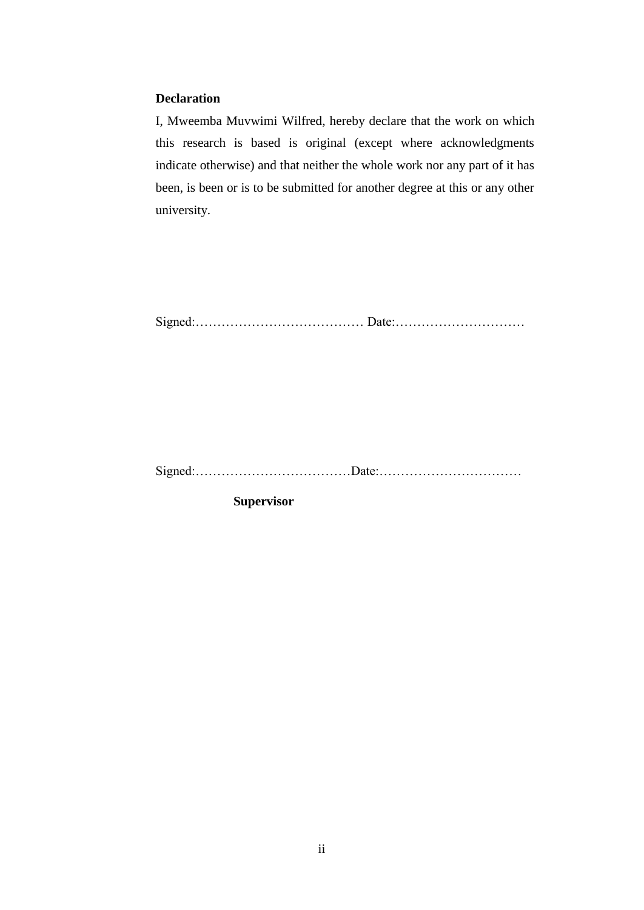**Declaration**

I, Mweemba Muvwimi Wilfred, hereby declare that the work on which this research is based is original (except where acknowledgments indicate otherwise) and that neither the whole work nor any part of it has been, is been or is to be submitted for another degree at this or any other university.

Signed:………………………………… Date:…………………………

Signed:………………………………Date:……………………………

**Supervisor**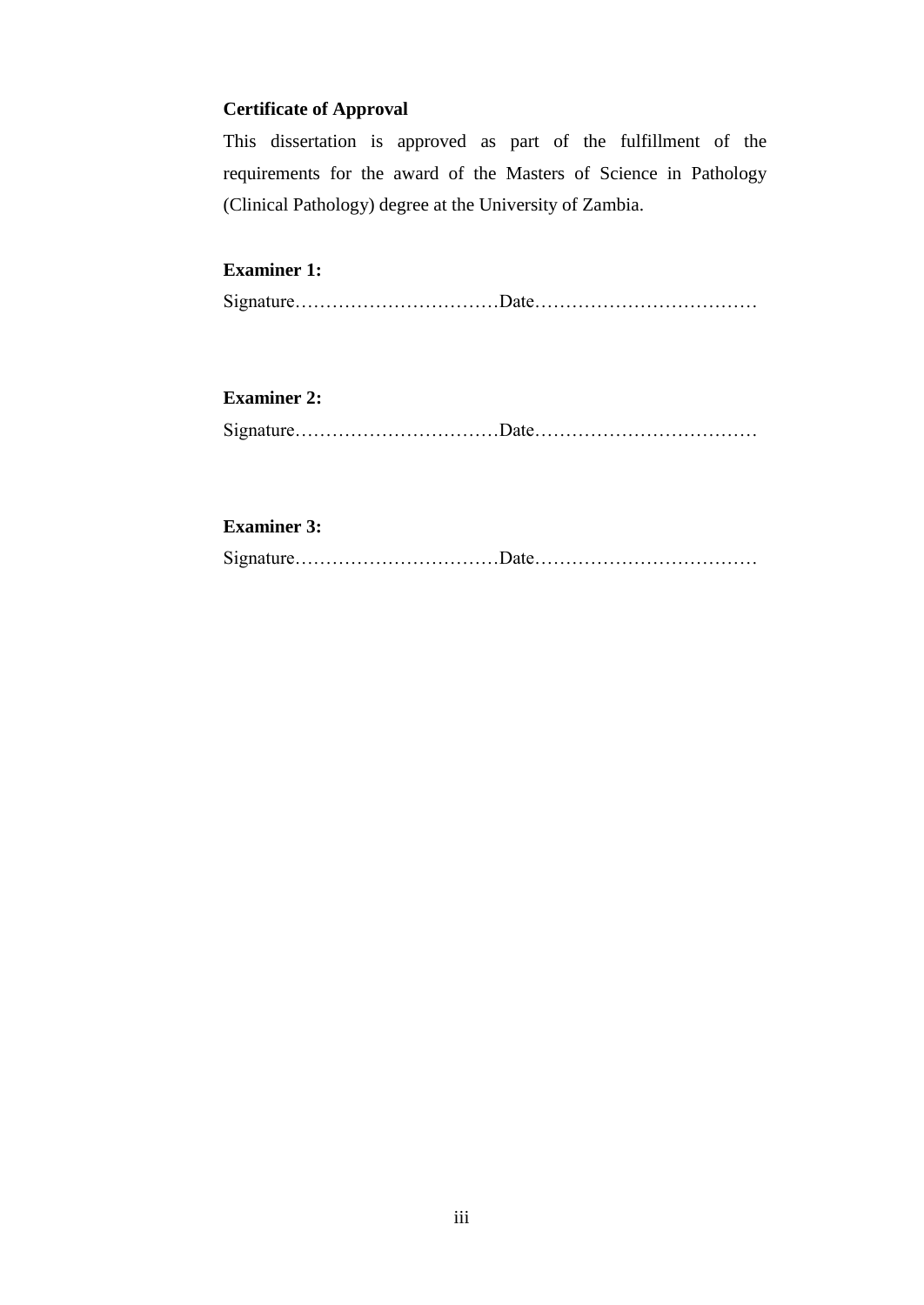**Certificate of Approval**

This dissertation is approved as part of the fulfillment of the requirements for the award of the Masters of Science in Pathology (Clinical Pathology) degree at the University of Zambia.

**Examiner 1:**

Signature……………………………Date………………………………

**Examiner 2:**

Signature……………………………Date………………………………

**Examiner 3:**

Signature……………………………Date………………………………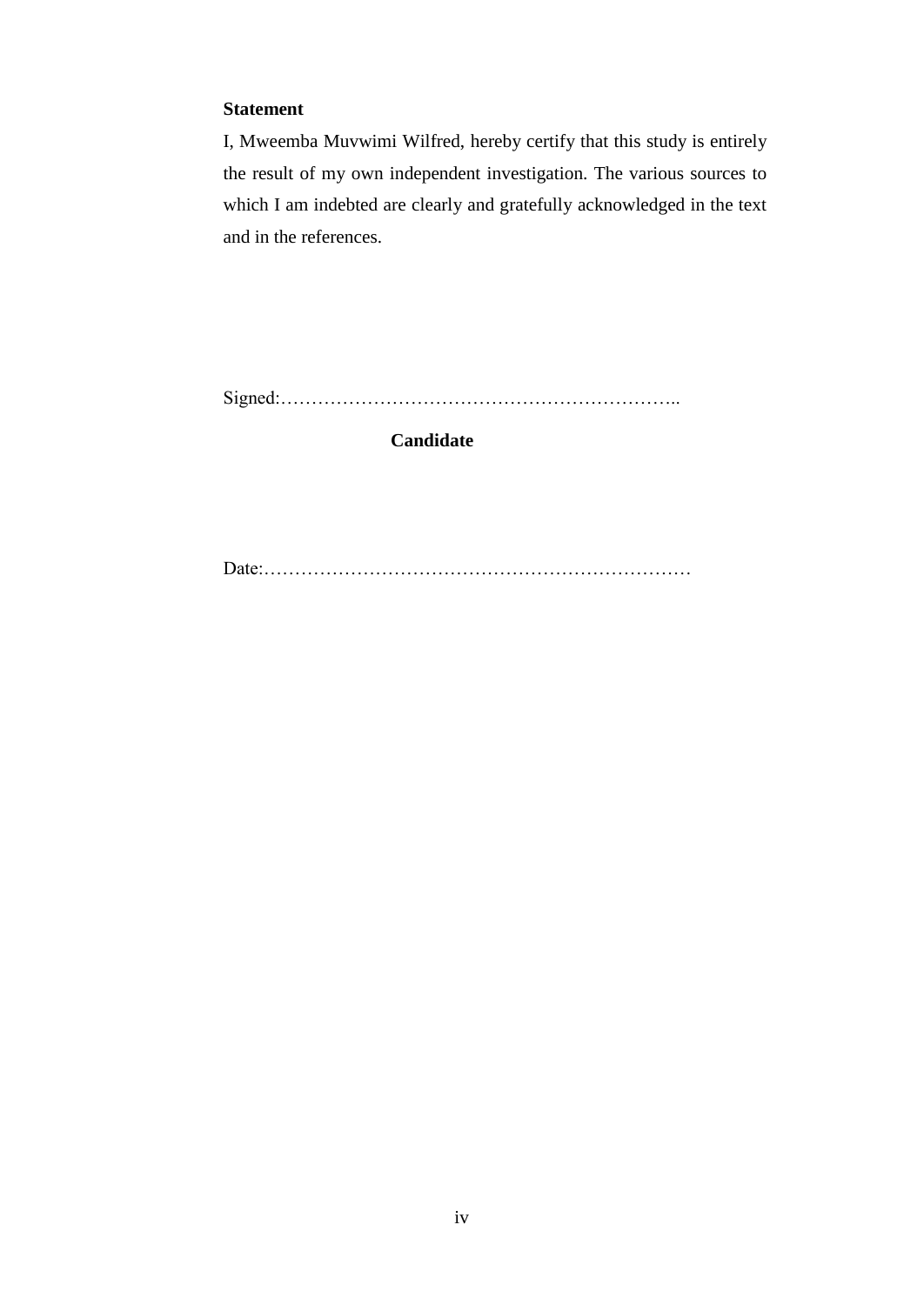**Statement**

I, Mweemba Muvwimi Wilfred, hereby certify that this study is entirely the result of my own independent investigation. The various sources to which I am indebted are clearly and gratefully acknowledged in the text and in the references.

Signed:…………………………………………………………..

**Candidate**

Date:……………………………………………………………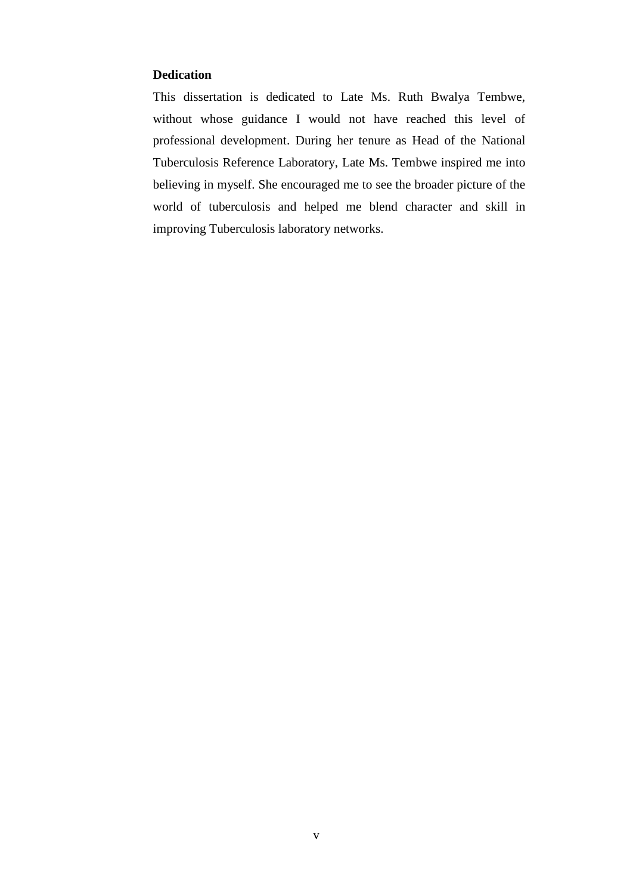## Dedication

This dissertation is dedicated to Late Ms. Ruth Bwalya Tembwe, without whose guidance I would not have reached this level of professional development. During her tenure as Head of the National Tuberculosis Reference Laboratory, Late Ms. Tembwe inspired me into believing in myself. She encouraged me to see the broader picture of the world of tuberculosis and helped me blend character and skill in improving Tuberculosis laboratory networks.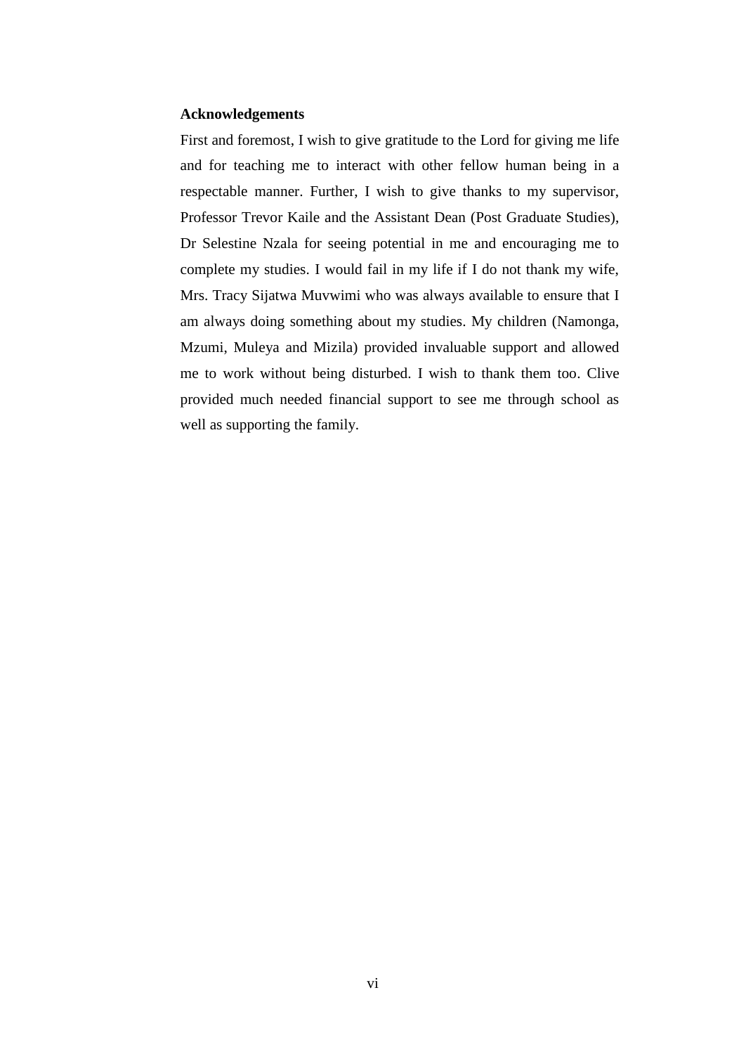## Acknowledgements

First and foremost, I wish to give gratitude to the Lord for giving me life and for teaching me to interact with other fellow human being in a respectable manner. Further, I wish to give thanks to my supervisor, Professor Trevor Kaile and the Assistant Dean (Post Graduate Studies), Dr Selestine Nzala for seeing potential in me and encouraging me to complete my studies. I would fail in my life if I do not thank my wife, Mrs. Tracy Sijatwa Muvwimi who was always available to ensure that I am always doing something about my studies. My children (Namonga, Mzumi, Muleya and Mizila) provided invaluable support and allowed me to work without being disturbed. I wish to thank them too. Clive provided much needed financial support to see me through school as well as supporting the family.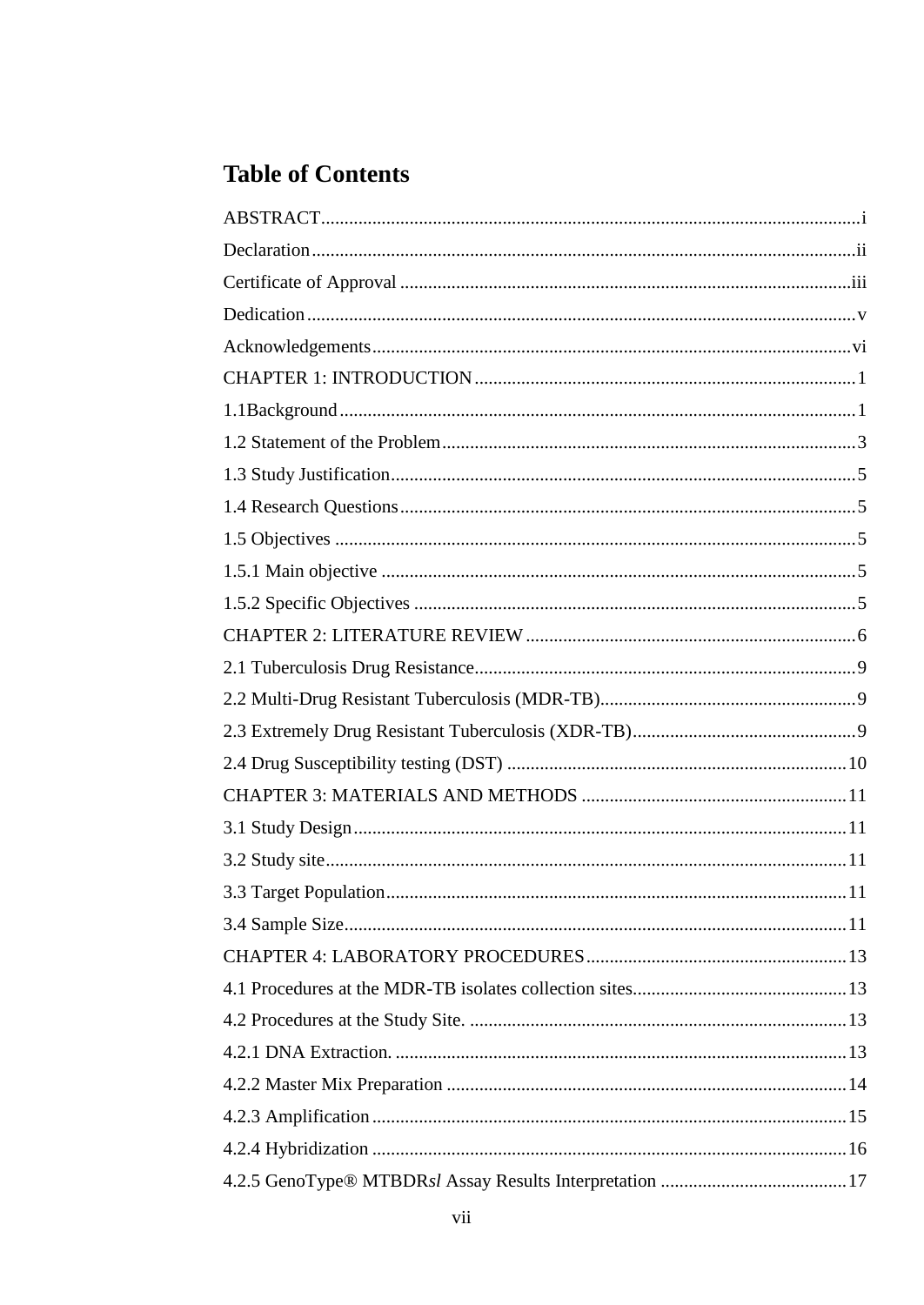# Table of Contents

ABSTRACT....................................................................................................................i

Declaration....................................................................................................................ii

Certificate of Approval ................................................................................................iii

Dedication.....................................................................................................................v

Acknowledgements......................................................................................................vi

CHAPTER 1: INTRODUCTION .................................................................................1

1.1Background ..............................................................................................................1

1.2 Statement of the Problem.........................................................................................3

1.3 Study Justification....................................................................................................5

1.4 Research Questions..................................................................................................5

1.5 Objectives ...............................................................................................................5

1.5.1 Main objective .....................................................................................................5

1.5.2 Specific Objectives ..............................................................................................5

CHAPTER 2: LITERATURE REVIEW ......................................................................6

2.1 Tuberculosis Drug Resistance..................................................................................9

2.2 Multi-Drug Resistant Tuberculosis (MDR-TB).......................................................9

2.3 Extremely Drug Resistant Tuberculosis (XDR-TB)................................................9

2.4 Drug Susceptibility testing (DST) .........................................................................10

CHAPTER 3: MATERIALS AND METHODS .........................................................11

3.1 Study Design..........................................................................................................11

3.2 Study site................................................................................................................11

3.3 Target Population...................................................................................................11

3.4 Sample Size............................................................................................................11

CHAPTER 4: LABORATORY PROCEDURES........................................................13

4.1 Procedures at the MDR-TB isolates collection sites..............................................13

4.2 Procedures at the Study Site. .................................................................................13

4.2.1 DNA Extraction. .................................................................................................13

4.2.2 Master Mix Preparation ......................................................................................14

4.2.3 Amplification ......................................................................................................15

4.2.4 Hybridization ......................................................................................................16

4.2.5 GenoType® MTBDR*sl* Assay Results Interpretation ........................................17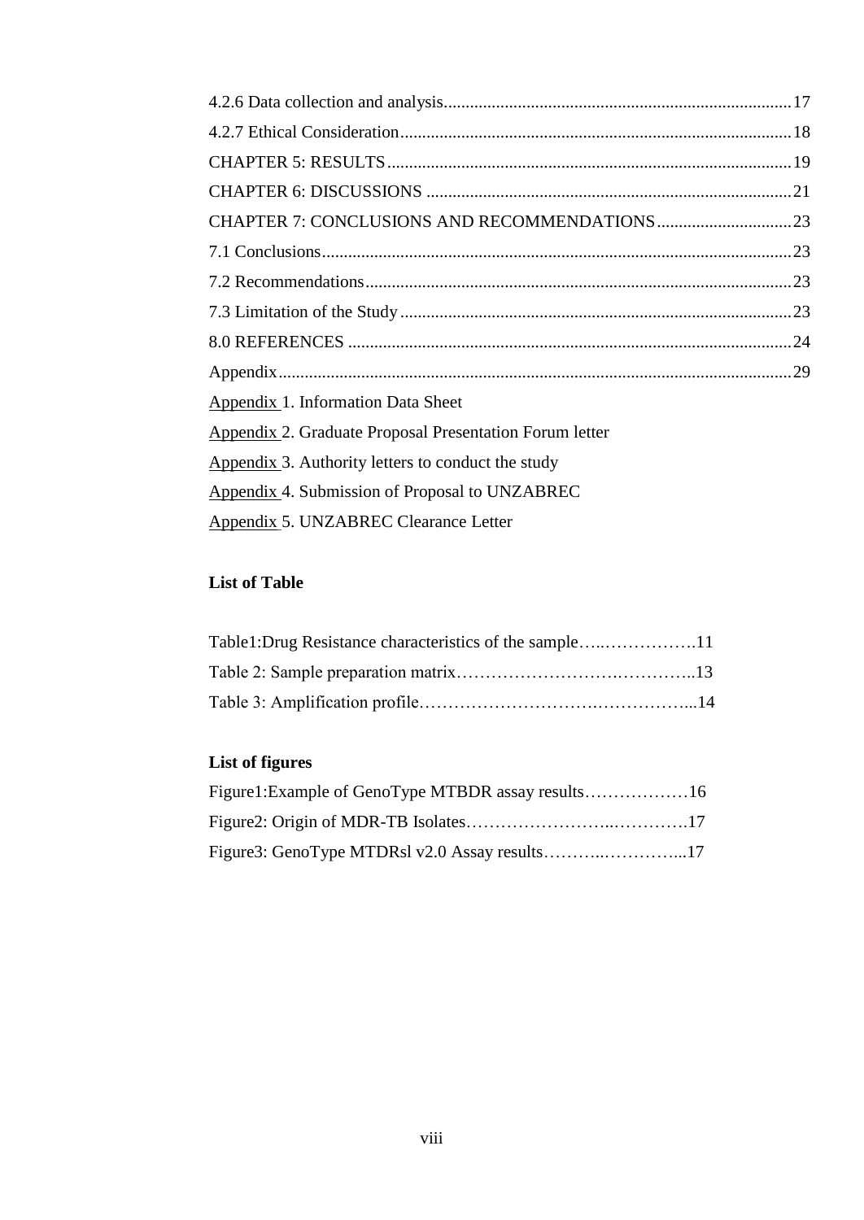4.2.6 Data collection and analysis ........................................................................ 17

4.2.7 Ethical Consideration ........................................................................ 18

CHAPTER 5: RESULTS ........................................................................ 19

CHAPTER 6: DISCUSSIONS ........................................................................ 21

CHAPTER 7: CONCLUSIONS AND RECOMMENDATIONS ............................... 23

7.1 Conclusions ........................................................................ 23

7.2 Recommendations ........................................................................ 23

7.3 Limitation of the Study ........................................................................ 23

8.0 REFERENCES ........................................................................ 24

Appendix ........................................................................ 29

Appendix 1. Information Data Sheet

Appendix 2. Graduate Proposal Presentation Forum letter

Appendix 3. Authority letters to conduct the study

Appendix 4. Submission of Proposal to UNZABREC

Appendix 5. UNZABREC Clearance Letter

**List of Table**

Table1:Drug Resistance characteristics of the sample…..…………….11

Table 2: Sample preparation matrix……………………….…………..13

Table 3: Amplification profile………………………….……………...14

**List of figures**

Figure1:Example of GenoType MTBDR assay results………………16

Figure2: Origin of MDR-TB Isolates……………………..………….17

Figure3: GenoType MTDRsl v2.0 Assay results………..…………...17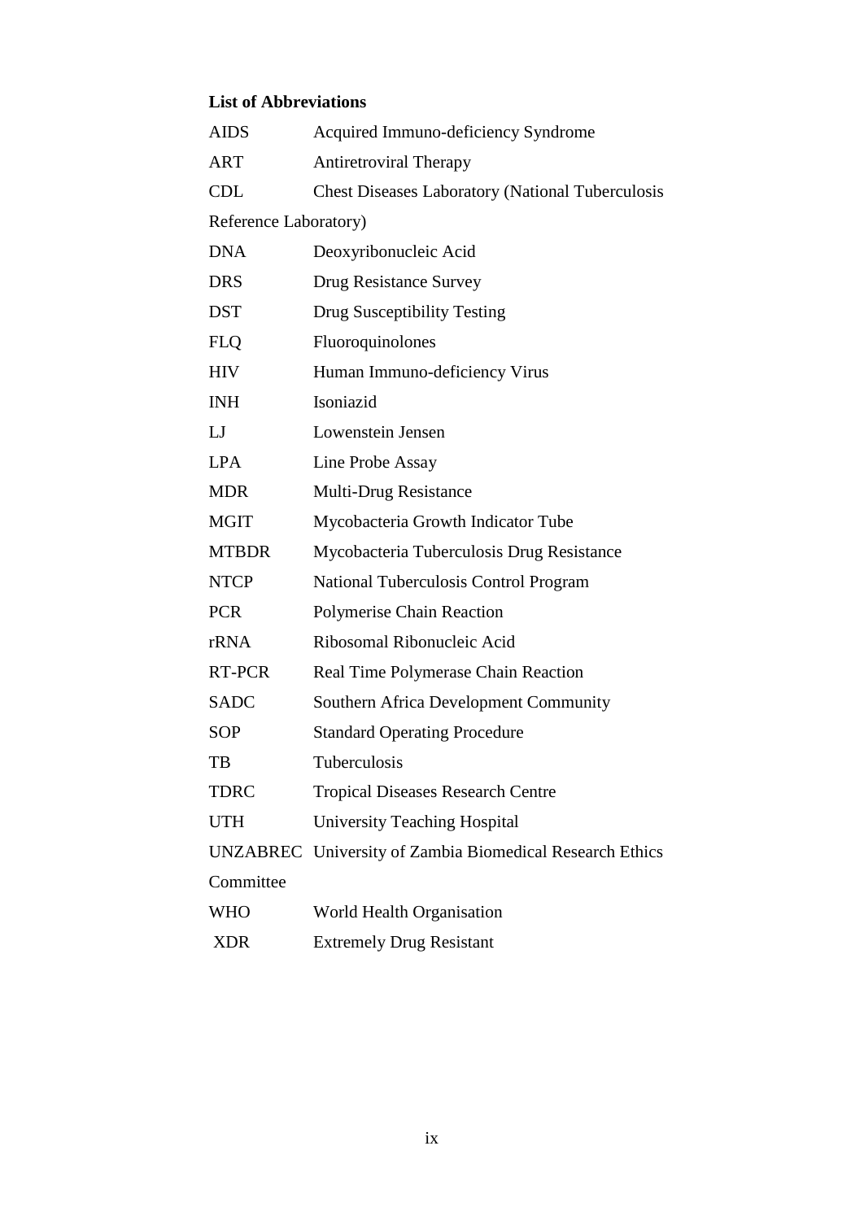**List of Abbreviations**

| | |
|---|---|
| AIDS | Acquired Immuno-deficiency Syndrome |
| ART | Antiretroviral Therapy |
| CDL | Chest Diseases Laboratory (National Tuberculosis Reference Laboratory) |
| DNA | Deoxyribonucleic Acid |
| DRS | Drug Resistance Survey |
| DST | Drug Susceptibility Testing |
| FLQ | Fluoroquinolones |
| HIV | Human Immuno-deficiency Virus |
| INH | Isoniazid |
| LJ | Lowenstein Jensen |
| LPA | Line Probe Assay |
| MDR | Multi-Drug Resistance |
| MGIT | Mycobacteria Growth Indicator Tube |
| MTBDR | Mycobacteria Tuberculosis Drug Resistance |
| NTCP | National Tuberculosis Control Program |
| PCR | Polymerise Chain Reaction |
| rRNA | Ribosomal Ribonucleic Acid |
| RT-PCR | Real Time Polymerase Chain Reaction |
| SADC | Southern Africa Development Community |
| SOP | Standard Operating Procedure |
| TB | Tuberculosis |
| TDRC | Tropical Diseases Research Centre |
| UTH | University Teaching Hospital |
| UNZABREC | University of Zambia Biomedical Research Ethics Committee |
| WHO | World Health Organisation |
| XDR | Extremely Drug Resistant |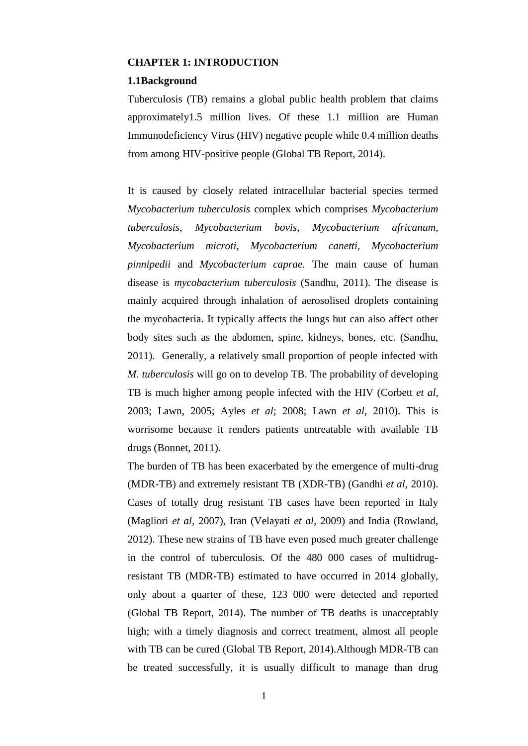# CHAPTER 1: INTRODUCTION

## 1.1Background

Tuberculosis (TB) remains a global public health problem that claims approximately1.5 million lives. Of these 1.1 million are Human Immunodeficiency Virus (HIV) negative people while 0.4 million deaths from among HIV-positive people (Global TB Report, 2014).

It is caused by closely related intracellular bacterial species termed *Mycobacterium tuberculosis* complex which comprises *Mycobacterium tuberculosis*, *Mycobacterium bovis*, *Mycobacterium africanum*, *Mycobacterium microti*, *Mycobacterium canetti, Mycobacterium pinnipedii* and *Mycobacterium caprae.* The main cause of human disease is *mycobacterium tuberculosis* (Sandhu, 2011). The disease is mainly acquired through inhalation of aerosolised droplets containing the mycobacteria. It typically affects the lungs but can also affect other body sites such as the abdomen, spine, kidneys, bones, etc. (Sandhu, 2011). Generally, a relatively small proportion of people infected with *M. tuberculosis* will go on to develop TB. The probability of developing TB is much higher among people infected with the HIV (Corbett *et al*, 2003; Lawn, 2005; Ayles *et al*; 2008; Lawn *et al*, 2010). This is worrisome because it renders patients untreatable with available TB drugs (Bonnet, 2011).

The burden of TB has been exacerbated by the emergence of multi-drug (MDR-TB) and extremely resistant TB (XDR-TB) (Gandhi *et al*, 2010). Cases of totally drug resistant TB cases have been reported in Italy (Magliori *et al*, 2007), Iran (Velayati *et al*, 2009) and India (Rowland, 2012). These new strains of TB have even posed much greater challenge in the control of tuberculosis. Of the 480 000 cases of multidrug-resistant TB (MDR-TB) estimated to have occurred in 2014 globally, only about a quarter of these, 123 000 were detected and reported (Global TB Report, 2014). The number of TB deaths is unacceptably high; with a timely diagnosis and correct treatment, almost all people with TB can be cured (Global TB Report, 2014).Although MDR-TB can be treated successfully, it is usually difficult to manage than drug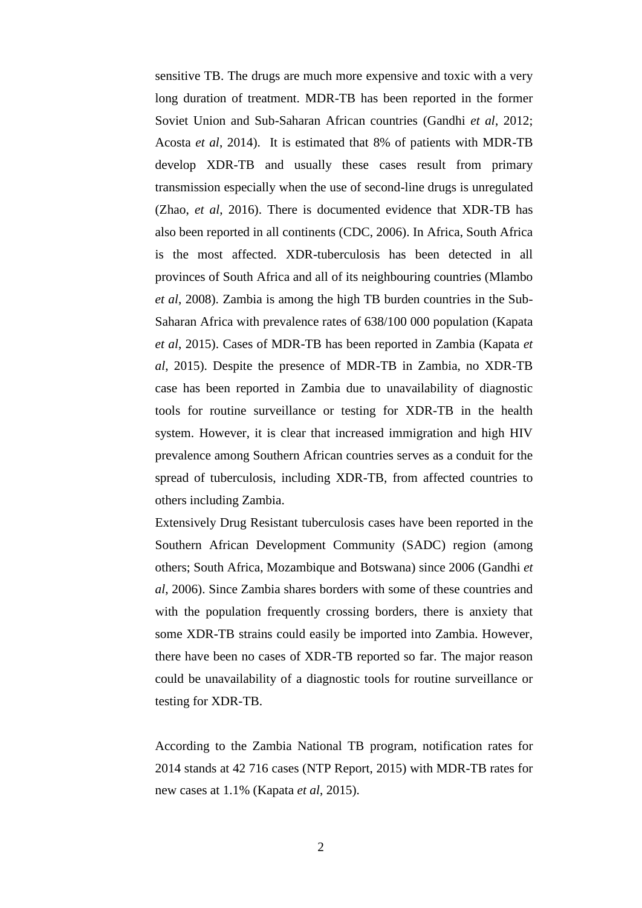sensitive TB. The drugs are much more expensive and toxic with a very long duration of treatment. MDR-TB has been reported in the former Soviet Union and Sub-Saharan African countries (Gandhi *et al*, 2012; Acosta *et al*, 2014). It is estimated that 8% of patients with MDR-TB develop XDR-TB and usually these cases result from primary transmission especially when the use of second-line drugs is unregulated (Zhao, *et al*, 2016). There is documented evidence that XDR-TB has also been reported in all continents (CDC, 2006). In Africa, South Africa is the most affected. XDR-tuberculosis has been detected in all provinces of South Africa and all of its neighbouring countries (Mlambo *et al*, 2008). Zambia is among the high TB burden countries in the Sub-Saharan Africa with prevalence rates of 638/100 000 population (Kapata *et al*, 2015). Cases of MDR-TB has been reported in Zambia (Kapata *et al*, 2015). Despite the presence of MDR-TB in Zambia, no XDR-TB case has been reported in Zambia due to unavailability of diagnostic tools for routine surveillance or testing for XDR-TB in the health system. However, it is clear that increased immigration and high HIV prevalence among Southern African countries serves as a conduit for the spread of tuberculosis, including XDR-TB, from affected countries to others including Zambia.

Extensively Drug Resistant tuberculosis cases have been reported in the Southern African Development Community (SADC) region (among others; South Africa, Mozambique and Botswana) since 2006 (Gandhi *et al*, 2006). Since Zambia shares borders with some of these countries and with the population frequently crossing borders, there is anxiety that some XDR-TB strains could easily be imported into Zambia. However, there have been no cases of XDR-TB reported so far. The major reason could be unavailability of a diagnostic tools for routine surveillance or testing for XDR-TB.

According to the Zambia National TB program, notification rates for 2014 stands at 42 716 cases (NTP Report, 2015) with MDR-TB rates for new cases at 1.1% (Kapata *et al*, 2015).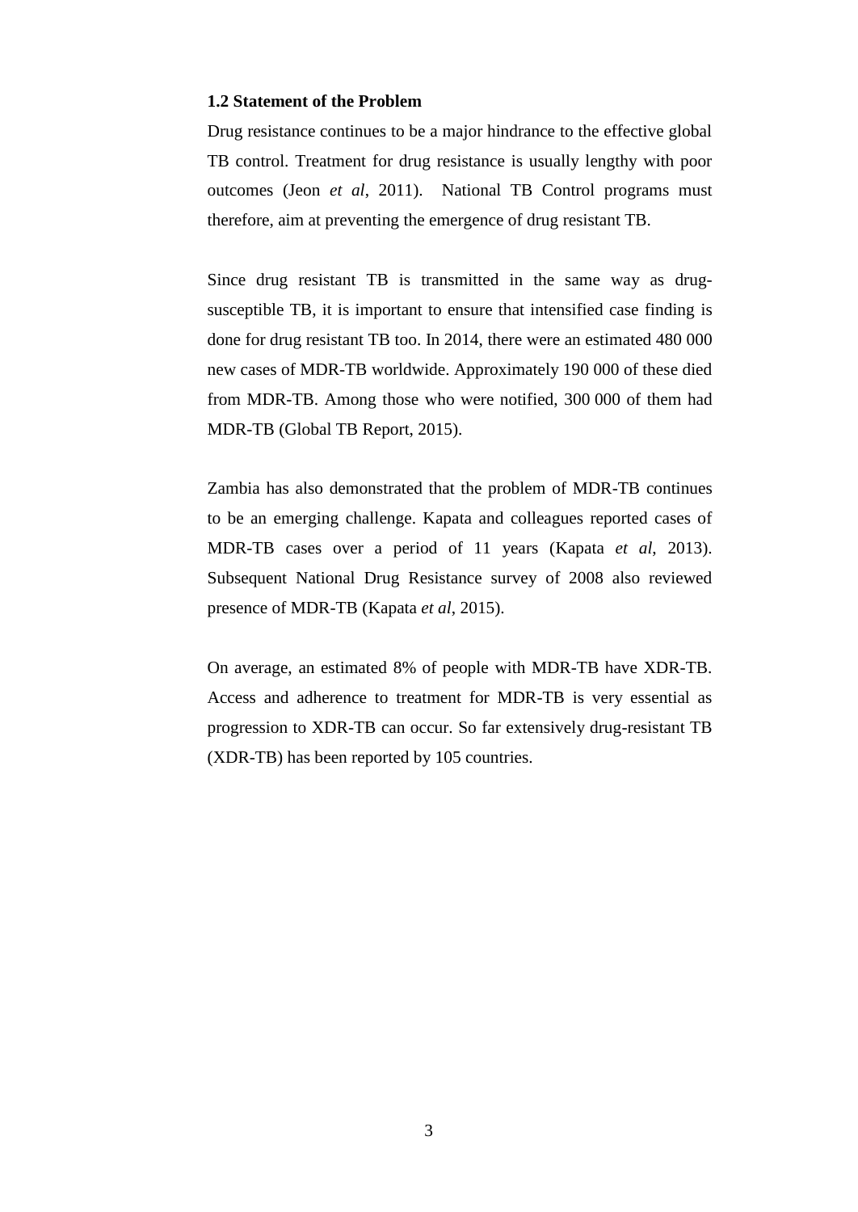### 1.2 Statement of the Problem

Drug resistance continues to be a major hindrance to the effective global TB control. Treatment for drug resistance is usually lengthy with poor outcomes (Jeon *et al*, 2011). National TB Control programs must therefore, aim at preventing the emergence of drug resistant TB.

Since drug resistant TB is transmitted in the same way as drug-susceptible TB, it is important to ensure that intensified case finding is done for drug resistant TB too. In 2014, there were an estimated 480 000 new cases of MDR-TB worldwide. Approximately 190 000 of these died from MDR-TB. Among those who were notified, 300 000 of them had MDR-TB (Global TB Report, 2015).

Zambia has also demonstrated that the problem of MDR-TB continues to be an emerging challenge. Kapata and colleagues reported cases of MDR-TB cases over a period of 11 years (Kapata *et al*, 2013). Subsequent National Drug Resistance survey of 2008 also reviewed presence of MDR-TB (Kapata *et al*, 2015).

On average, an estimated 8% of people with MDR-TB have XDR-TB. Access and adherence to treatment for MDR-TB is very essential as progression to XDR-TB can occur. So far extensively drug-resistant TB (XDR-TB) has been reported by 105 countries.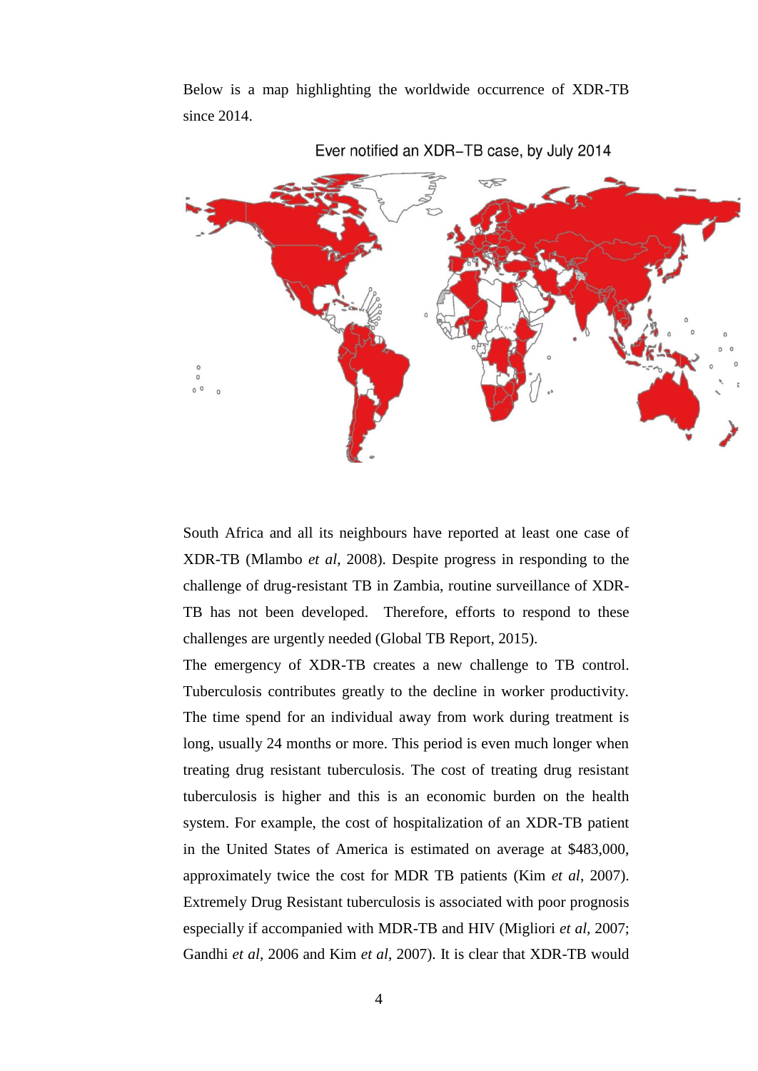Below is a map highlighting the worldwide occurrence of XDR-TB since 2014.

Ever notified an XDR−TB case, by July 2014

South Africa and all its neighbours have reported at least one case of XDR-TB (Mlambo *et al*, 2008). Despite progress in responding to the challenge of drug-resistant TB in Zambia, routine surveillance of XDR-TB has not been developed. Therefore, efforts to respond to these challenges are urgently needed (Global TB Report, 2015).

The emergency of XDR-TB creates a new challenge to TB control. Tuberculosis contributes greatly to the decline in worker productivity. The time spend for an individual away from work during treatment is long, usually 24 months or more. This period is even much longer when treating drug resistant tuberculosis. The cost of treating drug resistant tuberculosis is higher and this is an economic burden on the health system. For example, the cost of hospitalization of an XDR-TB patient in the United States of America is estimated on average at $483,000, approximately twice the cost for MDR TB patients (Kim *et al*, 2007). Extremely Drug Resistant tuberculosis is associated with poor prognosis especially if accompanied with MDR-TB and HIV (Migliori *et al*, 2007; Gandhi *et al*, 2006 and Kim *et al*, 2007). It is clear that XDR-TB would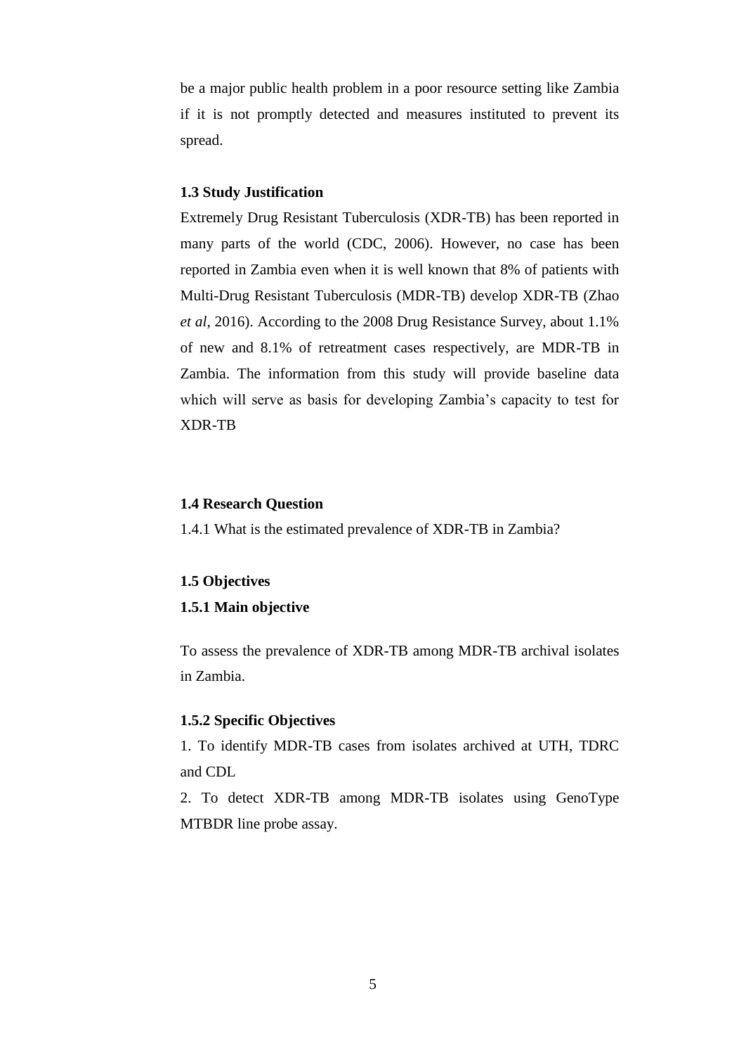be a major public health problem in a poor resource setting like Zambia if it is not promptly detected and measures instituted to prevent its spread.

### 1.3 Study Justification

Extremely Drug Resistant Tuberculosis (XDR-TB) has been reported in many parts of the world (CDC, 2006). However, no case has been reported in Zambia even when it is well known that 8% of patients with Multi-Drug Resistant Tuberculosis (MDR-TB) develop XDR-TB (Zhao *et al*, 2016). According to the 2008 Drug Resistance Survey, about 1.1% of new and 8.1% of retreatment cases respectively, are MDR-TB in Zambia. The information from this study will provide baseline data which will serve as basis for developing Zambia's capacity to test for XDR-TB

### 1.4 Research Question

1.4.1 What is the estimated prevalence of XDR-TB in Zambia?

### 1.5 Objectives

#### 1.5.1 Main objective

To assess the prevalence of XDR-TB among MDR-TB archival isolates in Zambia.

#### 1.5.2 Specific Objectives

1. To identify MDR-TB cases from isolates archived at UTH, TDRC and CDL
2. To detect XDR-TB among MDR-TB isolates using GenoType MTBDR line probe assay.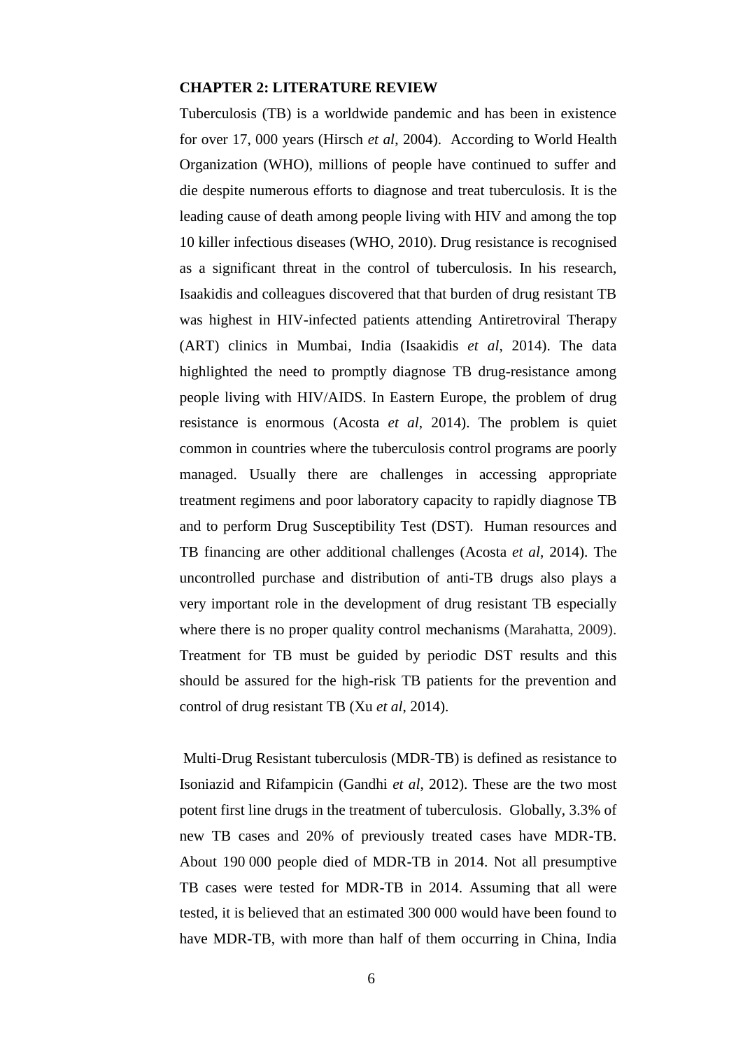## CHAPTER 2: LITERATURE REVIEW

Tuberculosis (TB) is a worldwide pandemic and has been in existence for over 17, 000 years (Hirsch *et al*, 2004). According to World Health Organization (WHO), millions of people have continued to suffer and die despite numerous efforts to diagnose and treat tuberculosis. It is the leading cause of death among people living with HIV and among the top 10 killer infectious diseases (WHO, 2010). Drug resistance is recognised as a significant threat in the control of tuberculosis. In his research, Isaakidis and colleagues discovered that that burden of drug resistant TB was highest in HIV-infected patients attending Antiretroviral Therapy (ART) clinics in Mumbai, India (Isaakidis *et al*, 2014). The data highlighted the need to promptly diagnose TB drug-resistance among people living with HIV/AIDS. In Eastern Europe, the problem of drug resistance is enormous (Acosta *et al*, 2014). The problem is quiet common in countries where the tuberculosis control programs are poorly managed. Usually there are challenges in accessing appropriate treatment regimens and poor laboratory capacity to rapidly diagnose TB and to perform Drug Susceptibility Test (DST). Human resources and TB financing are other additional challenges (Acosta *et al*, 2014). The uncontrolled purchase and distribution of anti-TB drugs also plays a very important role in the development of drug resistant TB especially where there is no proper quality control mechanisms (Marahatta, 2009). Treatment for TB must be guided by periodic DST results and this should be assured for the high-risk TB patients for the prevention and control of drug resistant TB (Xu *et al*, 2014).

Multi-Drug Resistant tuberculosis (MDR-TB) is defined as resistance to Isoniazid and Rifampicin (Gandhi *et al*, 2012). These are the two most potent first line drugs in the treatment of tuberculosis. Globally, 3.3% of new TB cases and 20% of previously treated cases have MDR-TB. About 190 000 people died of MDR-TB in 2014. Not all presumptive TB cases were tested for MDR-TB in 2014. Assuming that all were tested, it is believed that an estimated 300 000 would have been found to have MDR-TB, with more than half of them occurring in China, India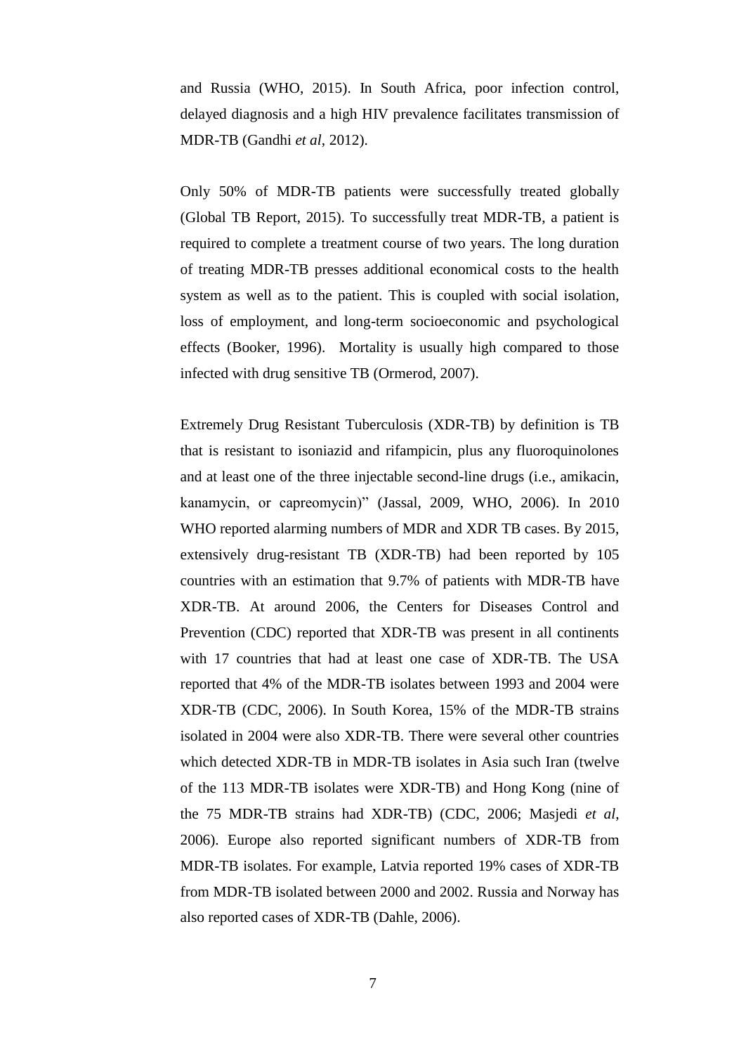and Russia (WHO, 2015). In South Africa, poor infection control, delayed diagnosis and a high HIV prevalence facilitates transmission of MDR-TB (Gandhi *et al*, 2012).

Only 50% of MDR-TB patients were successfully treated globally (Global TB Report, 2015). To successfully treat MDR-TB, a patient is required to complete a treatment course of two years. The long duration of treating MDR-TB presses additional economical costs to the health system as well as to the patient. This is coupled with social isolation, loss of employment, and long-term socioeconomic and psychological effects (Booker, 1996). Mortality is usually high compared to those infected with drug sensitive TB (Ormerod, 2007).

Extremely Drug Resistant Tuberculosis (XDR-TB) by definition is TB that is resistant to isoniazid and rifampicin, plus any fluoroquinolones and at least one of the three injectable second-line drugs (i.e., amikacin, kanamycin, or capreomycin)" (Jassal, 2009, WHO, 2006). In 2010 WHO reported alarming numbers of MDR and XDR TB cases. By 2015, extensively drug-resistant TB (XDR-TB) had been reported by 105 countries with an estimation that 9.7% of patients with MDR-TB have XDR-TB. At around 2006, the Centers for Diseases Control and Prevention (CDC) reported that XDR-TB was present in all continents with 17 countries that had at least one case of XDR-TB. The USA reported that 4% of the MDR-TB isolates between 1993 and 2004 were XDR-TB (CDC, 2006). In South Korea, 15% of the MDR-TB strains isolated in 2004 were also XDR-TB. There were several other countries which detected XDR-TB in MDR-TB isolates in Asia such Iran (twelve of the 113 MDR-TB isolates were XDR-TB) and Hong Kong (nine of the 75 MDR-TB strains had XDR-TB) (CDC, 2006; Masjedi *et al*, 2006). Europe also reported significant numbers of XDR-TB from MDR-TB isolates. For example, Latvia reported 19% cases of XDR-TB from MDR-TB isolated between 2000 and 2002. Russia and Norway has also reported cases of XDR-TB (Dahle, 2006).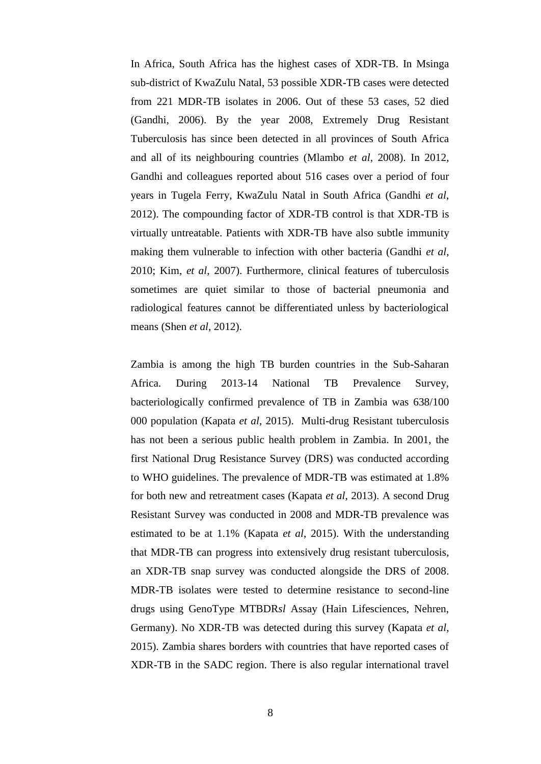In Africa, South Africa has the highest cases of XDR-TB. In Msinga sub-district of KwaZulu Natal, 53 possible XDR-TB cases were detected from 221 MDR-TB isolates in 2006. Out of these 53 cases, 52 died (Gandhi, 2006). By the year 2008, Extremely Drug Resistant Tuberculosis has since been detected in all provinces of South Africa and all of its neighbouring countries (Mlambo *et al*, 2008). In 2012, Gandhi and colleagues reported about 516 cases over a period of four years in Tugela Ferry, KwaZulu Natal in South Africa (Gandhi *et al*, 2012). The compounding factor of XDR-TB control is that XDR-TB is virtually untreatable. Patients with XDR-TB have also subtle immunity making them vulnerable to infection with other bacteria (Gandhi *et al*, 2010; Kim, *et al*, 2007). Furthermore, clinical features of tuberculosis sometimes are quiet similar to those of bacterial pneumonia and radiological features cannot be differentiated unless by bacteriological means (Shen *et al*, 2012).

Zambia is among the high TB burden countries in the Sub-Saharan Africa. During 2013-14 National TB Prevalence Survey, bacteriologically confirmed prevalence of TB in Zambia was 638/100 000 population (Kapata *et al*, 2015). Multi-drug Resistant tuberculosis has not been a serious public health problem in Zambia. In 2001, the first National Drug Resistance Survey (DRS) was conducted according to WHO guidelines. The prevalence of MDR-TB was estimated at 1.8% for both new and retreatment cases (Kapata *et al*, 2013). A second Drug Resistant Survey was conducted in 2008 and MDR-TB prevalence was estimated to be at 1.1% (Kapata *et al*, 2015). With the understanding that MDR-TB can progress into extensively drug resistant tuberculosis, an XDR-TB snap survey was conducted alongside the DRS of 2008. MDR-TB isolates were tested to determine resistance to second-line drugs using GenoType MTBDR*sl* Assay (Hain Lifesciences, Nehren, Germany). No XDR-TB was detected during this survey (Kapata *et al*, 2015). Zambia shares borders with countries that have reported cases of XDR-TB in the SADC region. There is also regular international travel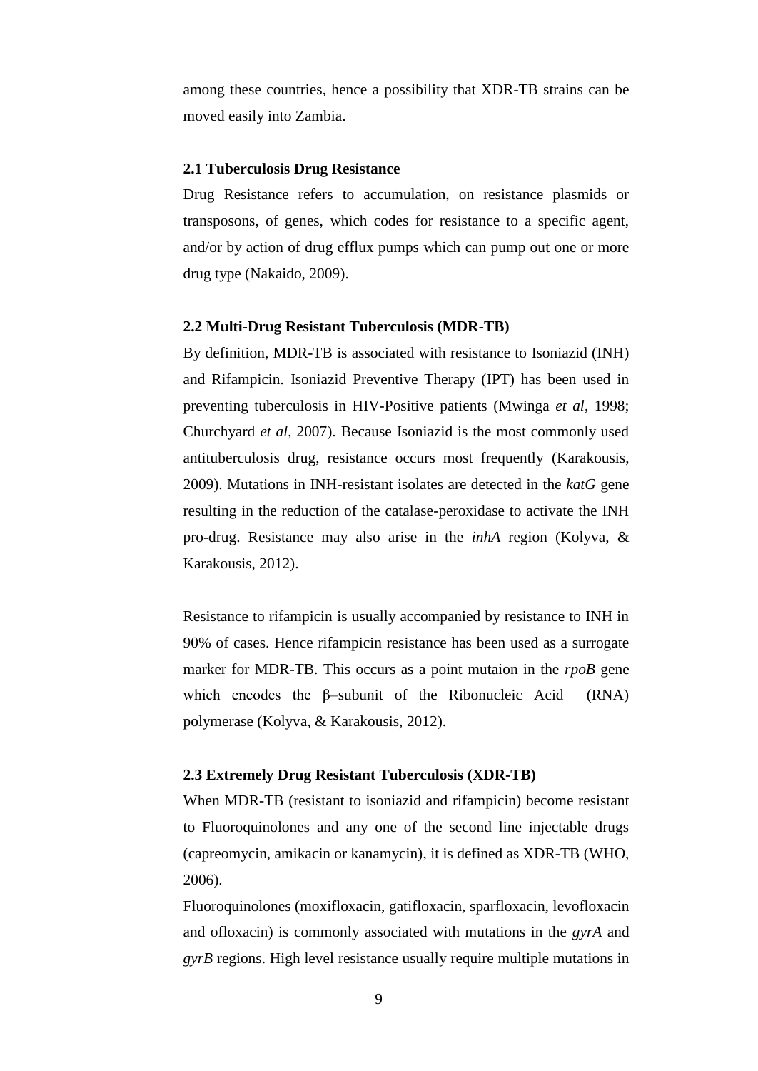among these countries, hence a possibility that XDR-TB strains can be moved easily into Zambia.

### 2.1 Tuberculosis Drug Resistance

Drug Resistance refers to accumulation, on resistance plasmids or transposons, of genes, which codes for resistance to a specific agent, and/or by action of drug efflux pumps which can pump out one or more drug type (Nakaido, 2009).

### 2.2 Multi-Drug Resistant Tuberculosis (MDR-TB)

By definition, MDR-TB is associated with resistance to Isoniazid (INH) and Rifampicin. Isoniazid Preventive Therapy (IPT) has been used in preventing tuberculosis in HIV-Positive patients (Mwinga *et al*, 1998; Churchyard *et al*, 2007). Because Isoniazid is the most commonly used antituberculosis drug, resistance occurs most frequently (Karakousis, 2009). Mutations in INH-resistant isolates are detected in the *katG* gene resulting in the reduction of the catalase-peroxidase to activate the INH pro-drug. Resistance may also arise in the *inhA* region (Kolyva, & Karakousis, 2012).

Resistance to rifampicin is usually accompanied by resistance to INH in 90% of cases. Hence rifampicin resistance has been used as a surrogate marker for MDR-TB. This occurs as a point mutaion in the *rpoB* gene which encodes the β–subunit of the Ribonucleic Acid (RNA) polymerase (Kolyva, & Karakousis, 2012).

### 2.3 Extremely Drug Resistant Tuberculosis (XDR-TB)

When MDR-TB (resistant to isoniazid and rifampicin) become resistant to Fluoroquinolones and any one of the second line injectable drugs (capreomycin, amikacin or kanamycin), it is defined as XDR-TB (WHO, 2006).

Fluoroquinolones (moxifloxacin, gatifloxacin, sparfloxacin, levofloxacin and ofloxacin) is commonly associated with mutations in the *gyrA* and *gyrB* regions. High level resistance usually require multiple mutations in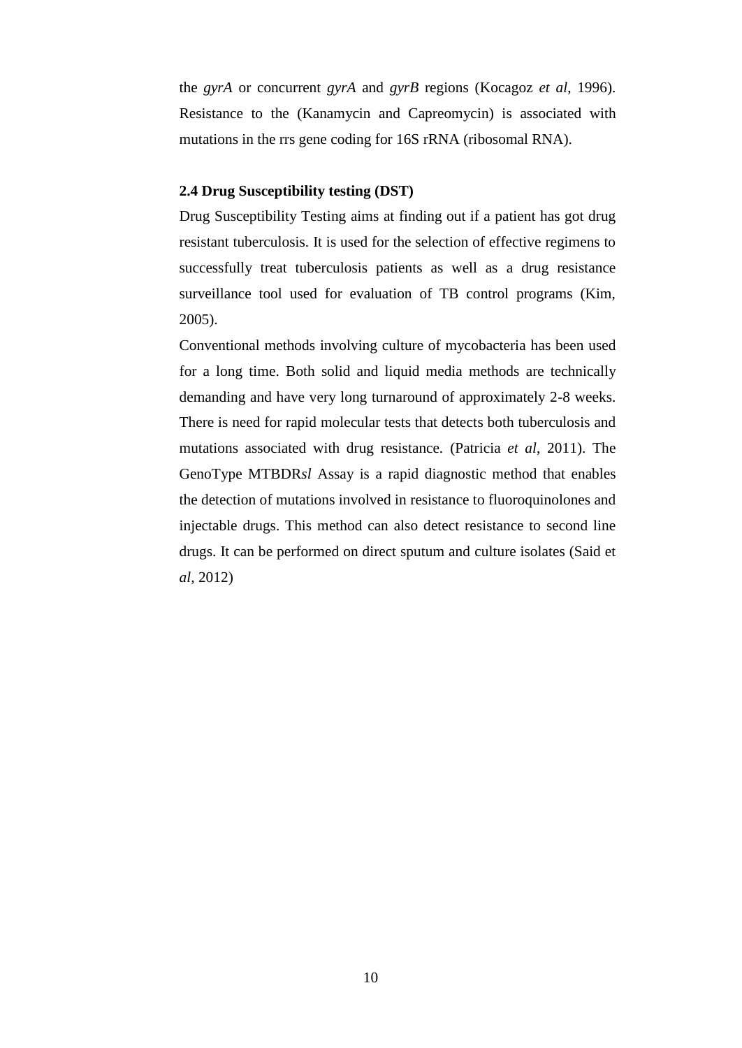the *gyrA* or concurrent *gyrA* and *gyrB* regions (Kocagoz *et al*, 1996). Resistance to the (Kanamycin and Capreomycin) is associated with mutations in the rrs gene coding for 16S rRNA (ribosomal RNA).

### 2.4 Drug Susceptibility testing (DST)

Drug Susceptibility Testing aims at finding out if a patient has got drug resistant tuberculosis. It is used for the selection of effective regimens to successfully treat tuberculosis patients as well as a drug resistance surveillance tool used for evaluation of TB control programs (Kim, 2005).

Conventional methods involving culture of mycobacteria has been used for a long time. Both solid and liquid media methods are technically demanding and have very long turnaround of approximately 2-8 weeks. There is need for rapid molecular tests that detects both tuberculosis and mutations associated with drug resistance. (Patricia *et al*, 2011). The GenoType MTBDR*sl* Assay is a rapid diagnostic method that enables the detection of mutations involved in resistance to fluoroquinolones and injectable drugs. This method can also detect resistance to second line drugs. It can be performed on direct sputum and culture isolates (Said et *al,* 2012)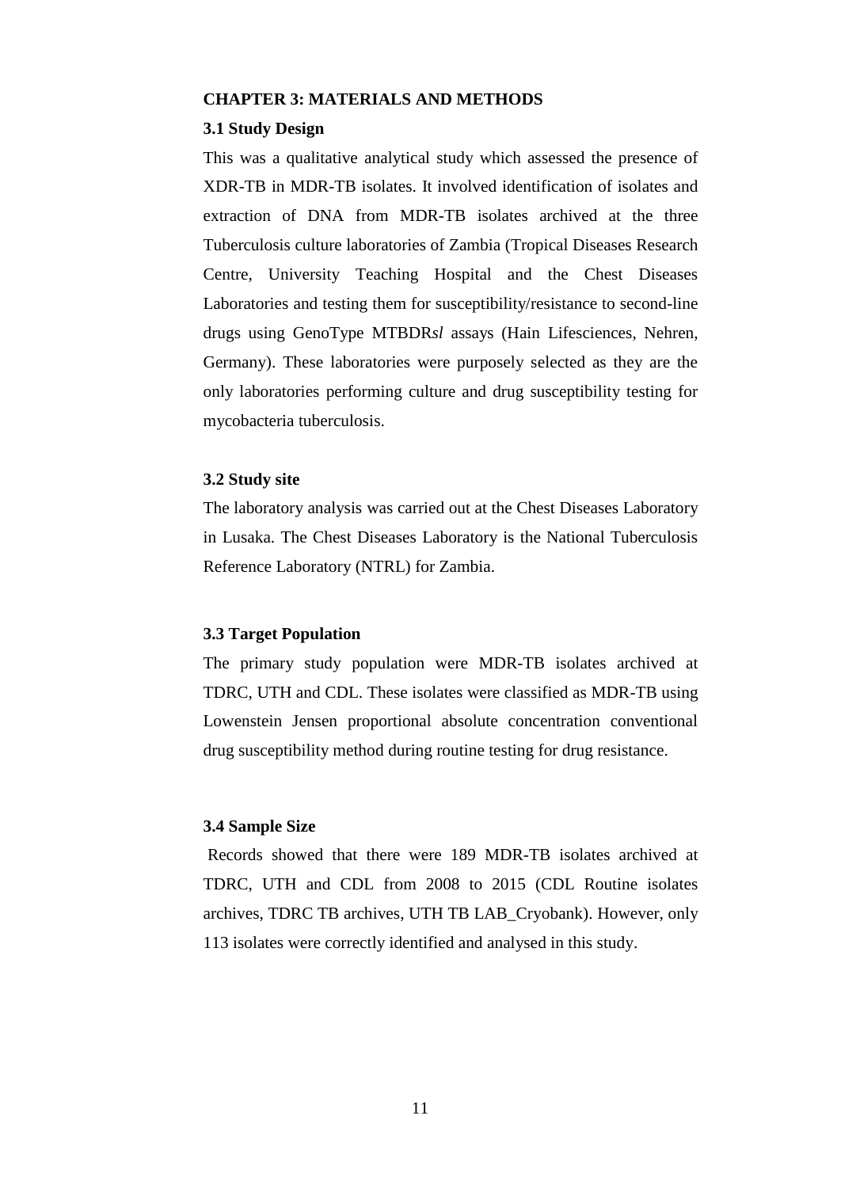## CHAPTER 3: MATERIALS AND METHODS

### 3.1 Study Design

This was a qualitative analytical study which assessed the presence of XDR-TB in MDR-TB isolates. It involved identification of isolates and extraction of DNA from MDR-TB isolates archived at the three Tuberculosis culture laboratories of Zambia (Tropical Diseases Research Centre, University Teaching Hospital and the Chest Diseases Laboratories and testing them for susceptibility/resistance to second-line drugs using GenoType MTBDR*sl* assays (Hain Lifesciences, Nehren, Germany). These laboratories were purposely selected as they are the only laboratories performing culture and drug susceptibility testing for mycobacteria tuberculosis.

### 3.2 Study site

The laboratory analysis was carried out at the Chest Diseases Laboratory in Lusaka. The Chest Diseases Laboratory is the National Tuberculosis Reference Laboratory (NTRL) for Zambia.

### 3.3 Target Population

The primary study population were MDR-TB isolates archived at TDRC, UTH and CDL. These isolates were classified as MDR-TB using Lowenstein Jensen proportional absolute concentration conventional drug susceptibility method during routine testing for drug resistance.

### 3.4 Sample Size

Records showed that there were 189 MDR-TB isolates archived at TDRC, UTH and CDL from 2008 to 2015 (CDL Routine isolates archives, TDRC TB archives, UTH TB LAB_Cryobank). However, only 113 isolates were correctly identified and analysed in this study.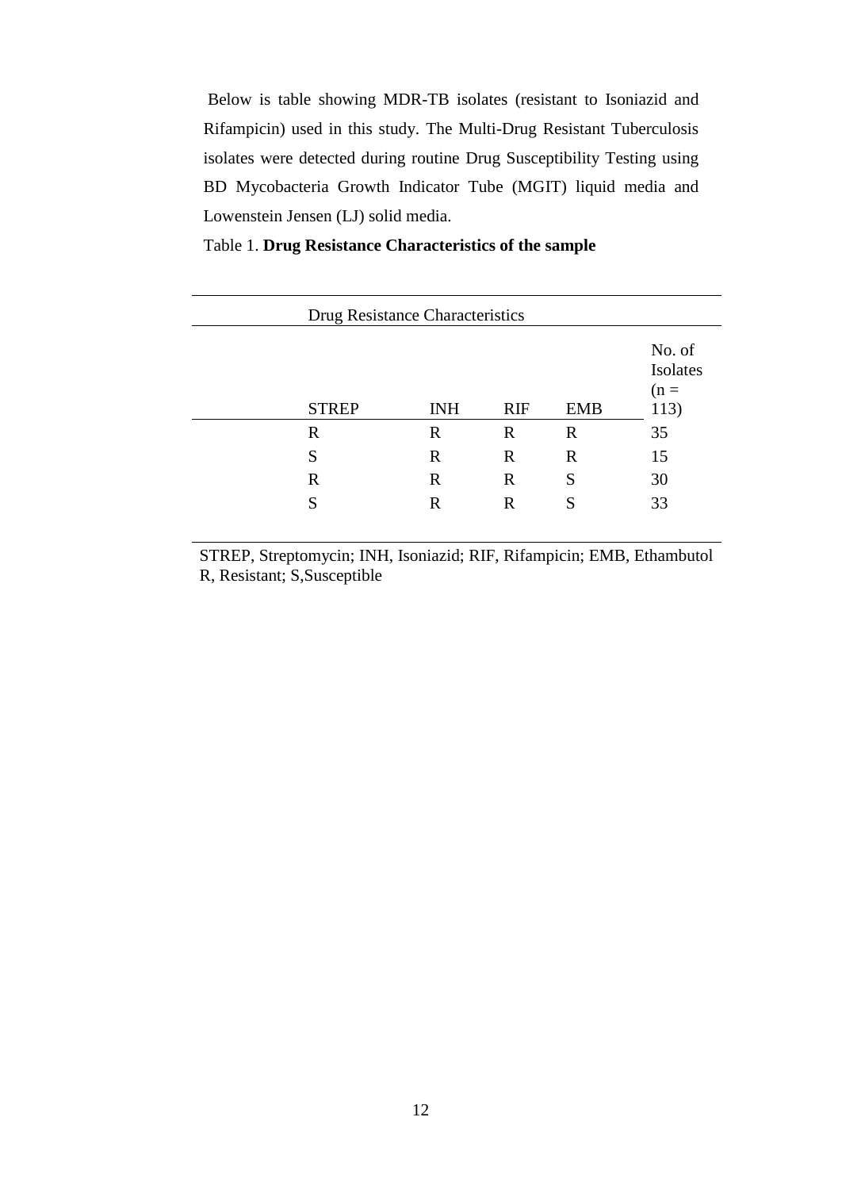Below is table showing MDR-TB isolates (resistant to Isoniazid and Rifampicin) used in this study. The Multi-Drug Resistant Tuberculosis isolates were detected during routine Drug Susceptibility Testing using BD Mycobacteria Growth Indicator Tube (MGIT) liquid media and Lowenstein Jensen (LJ) solid media.

Table 1. **Drug Resistance Characteristics of the sample**

| Drug Resistance Characteristics | | | | |
|---|---|---|---|---|
| STREP | INH | RIF | EMB | No. of Isolates (n = 113) |
| R | R | R | R | 35 |
| S | R | R | R | 15 |
| R | R | R | S | 30 |
| S | R | R | S | 33 |

STREP, Streptomycin; INH, Isoniazid; RIF, Rifampicin; EMB, Ethambutol
R, Resistant; S,Susceptible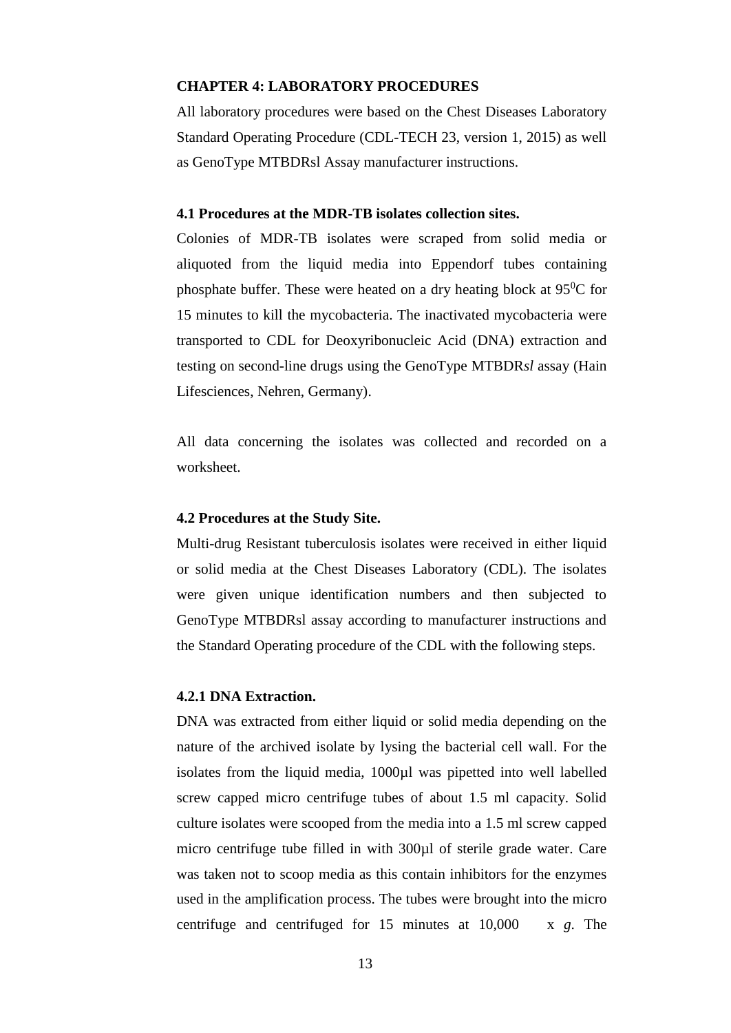## CHAPTER 4: LABORATORY PROCEDURES

All laboratory procedures were based on the Chest Diseases Laboratory Standard Operating Procedure (CDL-TECH 23, version 1, 2015) as well as GenoType MTBDRsl Assay manufacturer instructions.

### 4.1 Procedures at the MDR-TB isolates collection sites.

Colonies of MDR-TB isolates were scraped from solid media or aliquoted from the liquid media into Eppendorf tubes containing phosphate buffer. These were heated on a dry heating block at $95^0$C for 15 minutes to kill the mycobacteria. The inactivated mycobacteria were transported to CDL for Deoxyribonucleic Acid (DNA) extraction and testing on second-line drugs using the GenoType MTBDR*sl* assay (Hain Lifesciences, Nehren, Germany).

All data concerning the isolates was collected and recorded on a worksheet.

### 4.2 Procedures at the Study Site.

Multi-drug Resistant tuberculosis isolates were received in either liquid or solid media at the Chest Diseases Laboratory (CDL). The isolates were given unique identification numbers and then subjected to GenoType MTBDRsl assay according to manufacturer instructions and the Standard Operating procedure of the CDL with the following steps.

#### 4.2.1 DNA Extraction.

DNA was extracted from either liquid or solid media depending on the nature of the archived isolate by lysing the bacterial cell wall. For the isolates from the liquid media, 1000µl was pipetted into well labelled screw capped micro centrifuge tubes of about 1.5 ml capacity. Solid culture isolates were scooped from the media into a 1.5 ml screw capped micro centrifuge tube filled in with 300µl of sterile grade water. Care was taken not to scoop media as this contain inhibitors for the enzymes used in the amplification process. The tubes were brought into the micro centrifuge and centrifuged for 15 minutes at 10,000 x *g*. The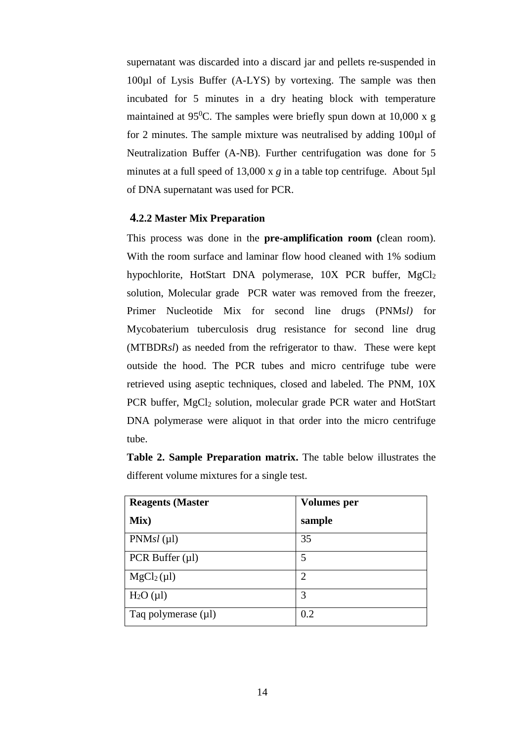supernatant was discarded into a discard jar and pellets re-suspended in 100µl of Lysis Buffer (A-LYS) by vortexing. The sample was then incubated for 5 minutes in a dry heating block with temperature maintained at $95^0$C. The samples were briefly spun down at 10,000 x g for 2 minutes. The sample mixture was neutralised by adding 100µl of Neutralization Buffer (A-NB). Further centrifugation was done for 5 minutes at a full speed of 13,000 x *g* in a table top centrifuge. About 5µl of DNA supernatant was used for PCR.

### 4.2.2 Master Mix Preparation

This process was done in the **pre-amplification room (**clean room). With the room surface and laminar flow hood cleaned with 1% sodium hypochlorite, HotStart DNA polymerase, 10X PCR buffer, $MgCl_2$ solution, Molecular grade PCR water was removed from the freezer, Primer Nucleotide Mix for second line drugs (PNM*sl)* for Mycobaterium tuberculosis drug resistance for second line drug (MTBDR*sl*) as needed from the refrigerator to thaw. These were kept outside the hood. The PCR tubes and micro centrifuge tube were retrieved using aseptic techniques, closed and labeled. The PNM, 10X PCR buffer, $MgCl_2$ solution, molecular grade PCR water and HotStart DNA polymerase were aliquot in that order into the micro centrifuge tube.

**Table 2. Sample Preparation matrix.** The table below illustrates the different volume mixtures for a single test.

| Reagents (Master Mix) | Volumes per sample |
|---|---|
| PNM*sl* (µl) | 35 |
| PCR Buffer (µl) | 5 |
| $MgCl_2$ (µl) | 2 |
| $H_2O$ (µl) | 3 |
| Taq polymerase (µl) | 0.2 |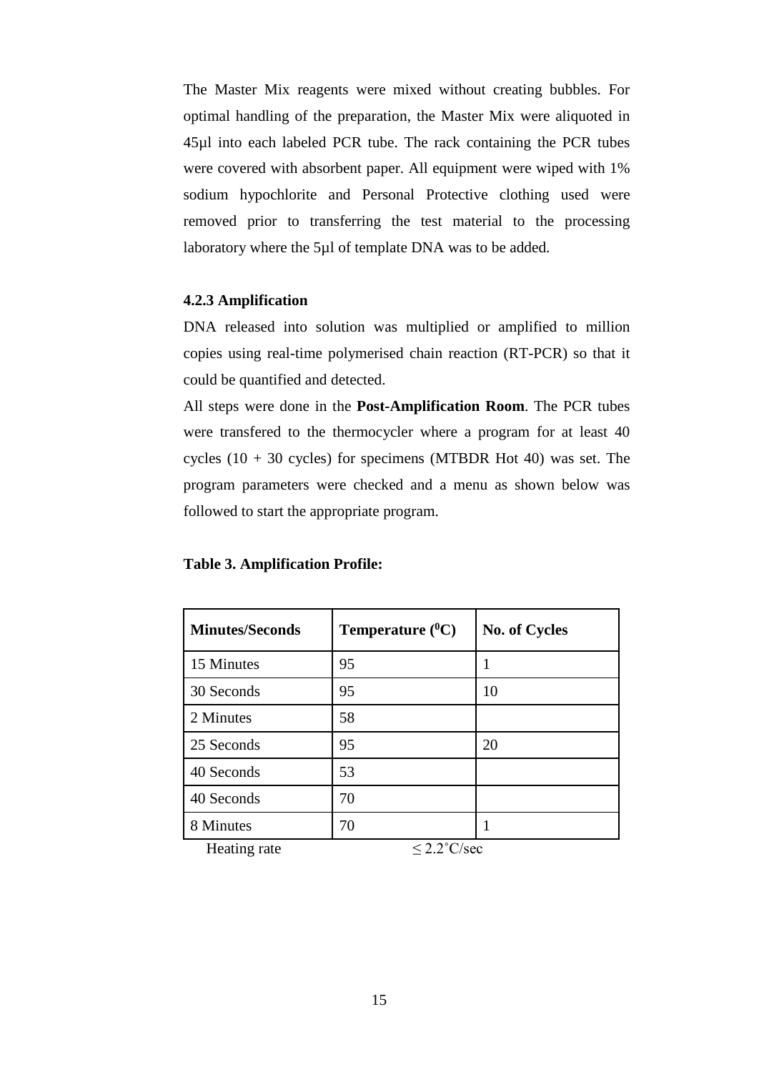The Master Mix reagents were mixed without creating bubbles. For optimal handling of the preparation, the Master Mix were aliquoted in 45µl into each labeled PCR tube. The rack containing the PCR tubes were covered with absorbent paper. All equipment were wiped with 1% sodium hypochlorite and Personal Protective clothing used were removed prior to transferring the test material to the processing laboratory where the 5µl of template DNA was to be added.

### 4.2.3 Amplification

DNA released into solution was multiplied or amplified to million copies using real-time polymerised chain reaction (RT-PCR) so that it could be quantified and detected.

All steps were done in the **Post-Amplification Room**. The PCR tubes were transfered to the thermocycler where a program for at least 40 cycles (10 + 30 cycles) for specimens (MTBDR Hot 40) was set. The program parameters were checked and a menu as shown below was followed to start the appropriate program.

**Table 3. Amplification Profile:**

| Minutes/Seconds | Temperature ($^0$C) | No. of Cycles |
|---|---|---|
| 15 Minutes | 95 | 1 |
| 30 Seconds | 95 | 10 |
| 2 Minutes | 58 | |
| 25 Seconds | 95 | 20 |
| 40 Seconds | 53 | |
| 40 Seconds | 70 | |
| 8 Minutes | 70 | 1 |

Heating rate $\leq 2.2^{\circ}$C/sec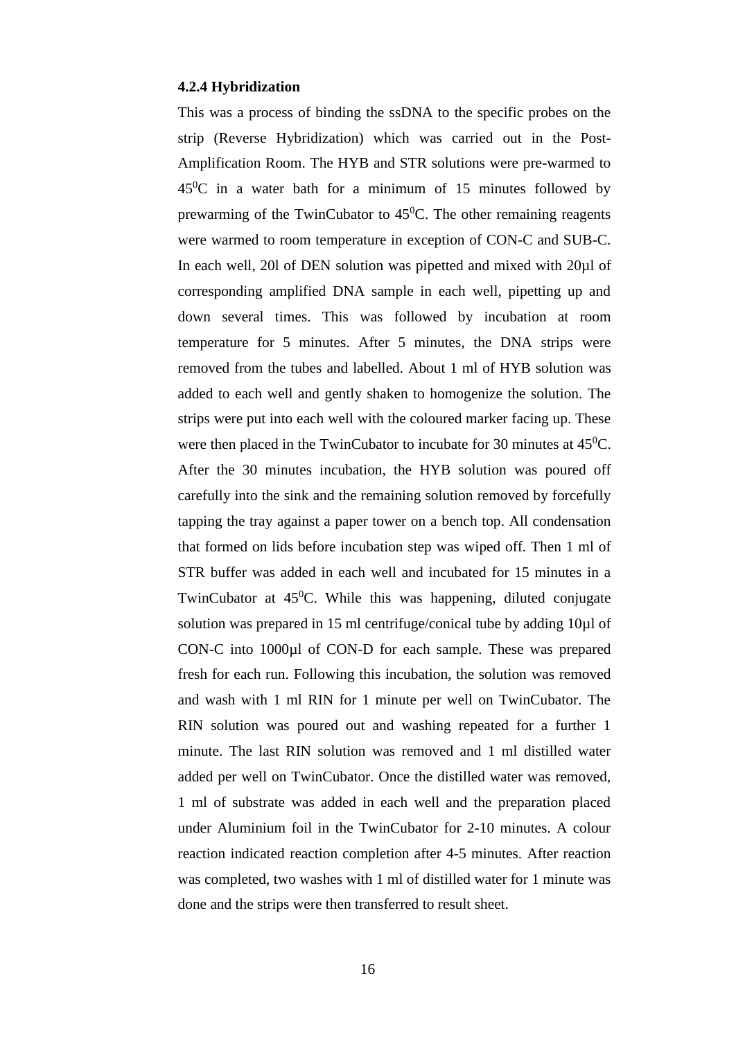#### 4.2.4 Hybridization

This was a process of binding the ssDNA to the specific probes on the strip (Reverse Hybridization) which was carried out in the Post-Amplification Room. The HYB and STR solutions were pre-warmed to $45^0$C in a water bath for a minimum of 15 minutes followed by prewarming of the TwinCubator to $45^0$C. The other remaining reagents were warmed to room temperature in exception of CON-C and SUB-C. In each well, 20l of DEN solution was pipetted and mixed with 20µl of corresponding amplified DNA sample in each well, pipetting up and down several times. This was followed by incubation at room temperature for 5 minutes. After 5 minutes, the DNA strips were removed from the tubes and labelled. About 1 ml of HYB solution was added to each well and gently shaken to homogenize the solution. The strips were put into each well with the coloured marker facing up. These were then placed in the TwinCubator to incubate for 30 minutes at $45^0$C. After the 30 minutes incubation, the HYB solution was poured off carefully into the sink and the remaining solution removed by forcefully tapping the tray against a paper tower on a bench top. All condensation that formed on lids before incubation step was wiped off. Then 1 ml of STR buffer was added in each well and incubated for 15 minutes in a TwinCubator at $45^0$C. While this was happening, diluted conjugate solution was prepared in 15 ml centrifuge/conical tube by adding 10µl of CON-C into 1000µl of CON-D for each sample. These was prepared fresh for each run. Following this incubation, the solution was removed and wash with 1 ml RIN for 1 minute per well on TwinCubator. The RIN solution was poured out and washing repeated for a further 1 minute. The last RIN solution was removed and 1 ml distilled water added per well on TwinCubator. Once the distilled water was removed, 1 ml of substrate was added in each well and the preparation placed under Aluminium foil in the TwinCubator for 2-10 minutes. A colour reaction indicated reaction completion after 4-5 minutes. After reaction was completed, two washes with 1 ml of distilled water for 1 minute was done and the strips were then transferred to result sheet.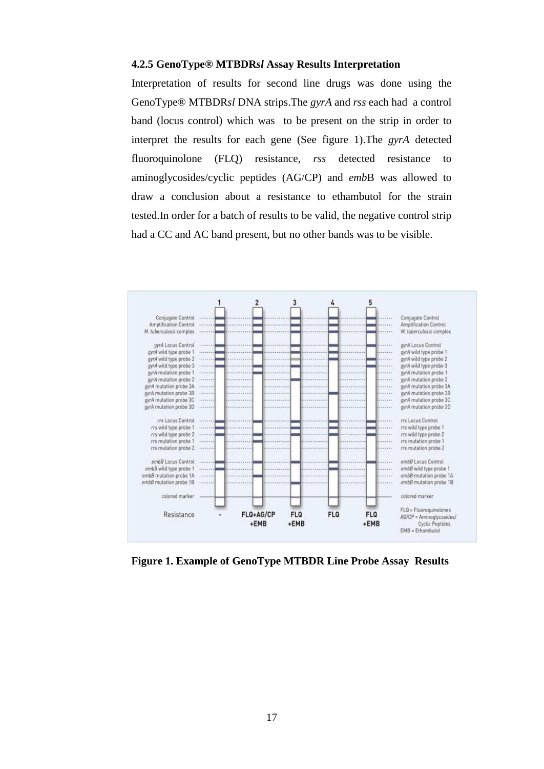### 4.2.5 GenoType® MTBDR*sl* Assay Results Interpretation

Interpretation of results for second line drugs was done using the GenoType® MTBDR*sl* DNA strips.The *gyrA* and *rss* each had a control band (locus control) which was to be present on the strip in order to interpret the results for each gene (See figure 1).The *gyrA* detected fluoroquinolone (FLQ) resistance, *rss* detected resistance to aminoglycosides/cyclic peptides (AG/CP) and *emb*B was allowed to draw a conclusion about a resistance to ethambutol for the strain tested.In order for a batch of results to be valid, the negative control strip had a CC and AC band present, but no other bands was to be visible.

**Figure 1. Example of GenoType MTBDR Line Probe Assay Results**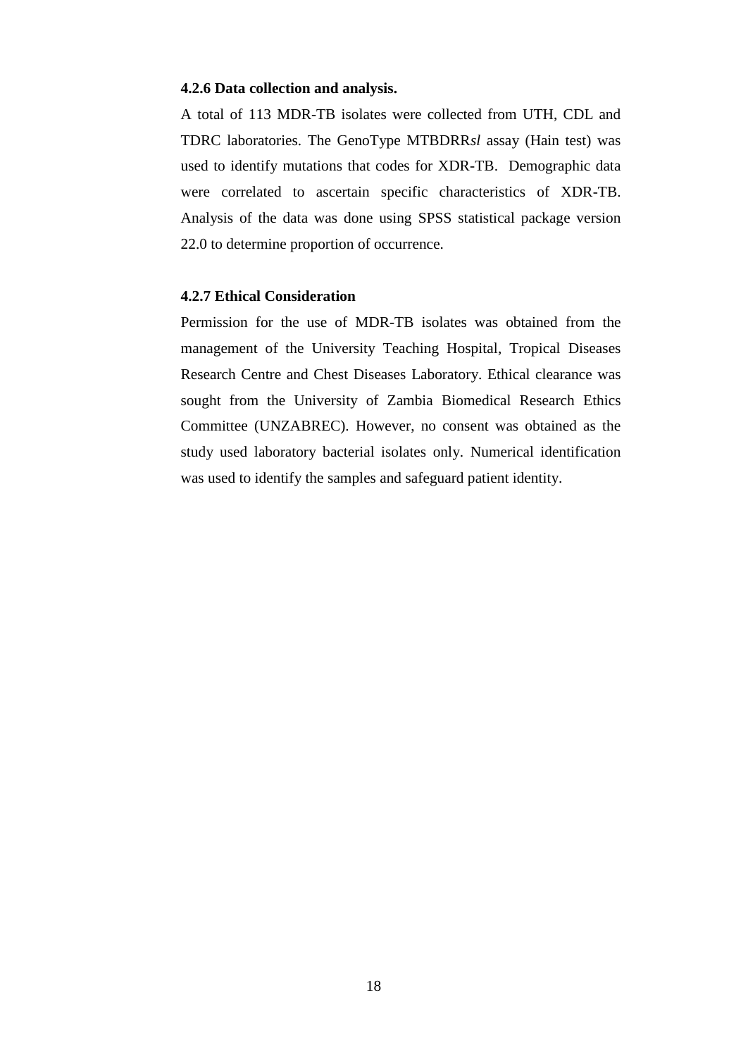#### 4.2.6 Data collection and analysis.

A total of 113 MDR-TB isolates were collected from UTH, CDL and TDRC laboratories. The GenoType MTBDRR*sl* assay (Hain test) was used to identify mutations that codes for XDR-TB. Demographic data were correlated to ascertain specific characteristics of XDR-TB. Analysis of the data was done using SPSS statistical package version 22.0 to determine proportion of occurrence.

#### 4.2.7 Ethical Consideration

Permission for the use of MDR-TB isolates was obtained from the management of the University Teaching Hospital, Tropical Diseases Research Centre and Chest Diseases Laboratory. Ethical clearance was sought from the University of Zambia Biomedical Research Ethics Committee (UNZABREC). However, no consent was obtained as the study used laboratory bacterial isolates only. Numerical identification was used to identify the samples and safeguard patient identity.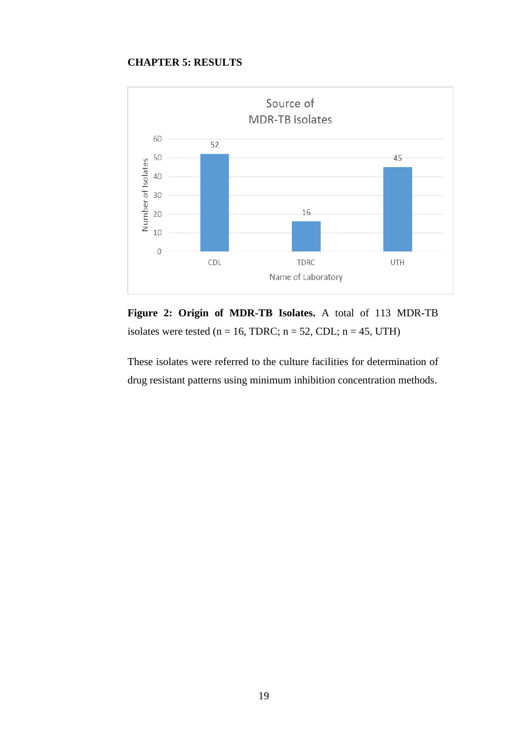# CHAPTER 5: RESULTS

**Figure 2: Origin of MDR-TB Isolates.** A total of 113 MDR-TB isolates were tested (n = 16, TDRC; n = 52, CDL; n = 45, UTH)

These isolates were referred to the culture facilities for determination of drug resistant patterns using minimum inhibition concentration methods.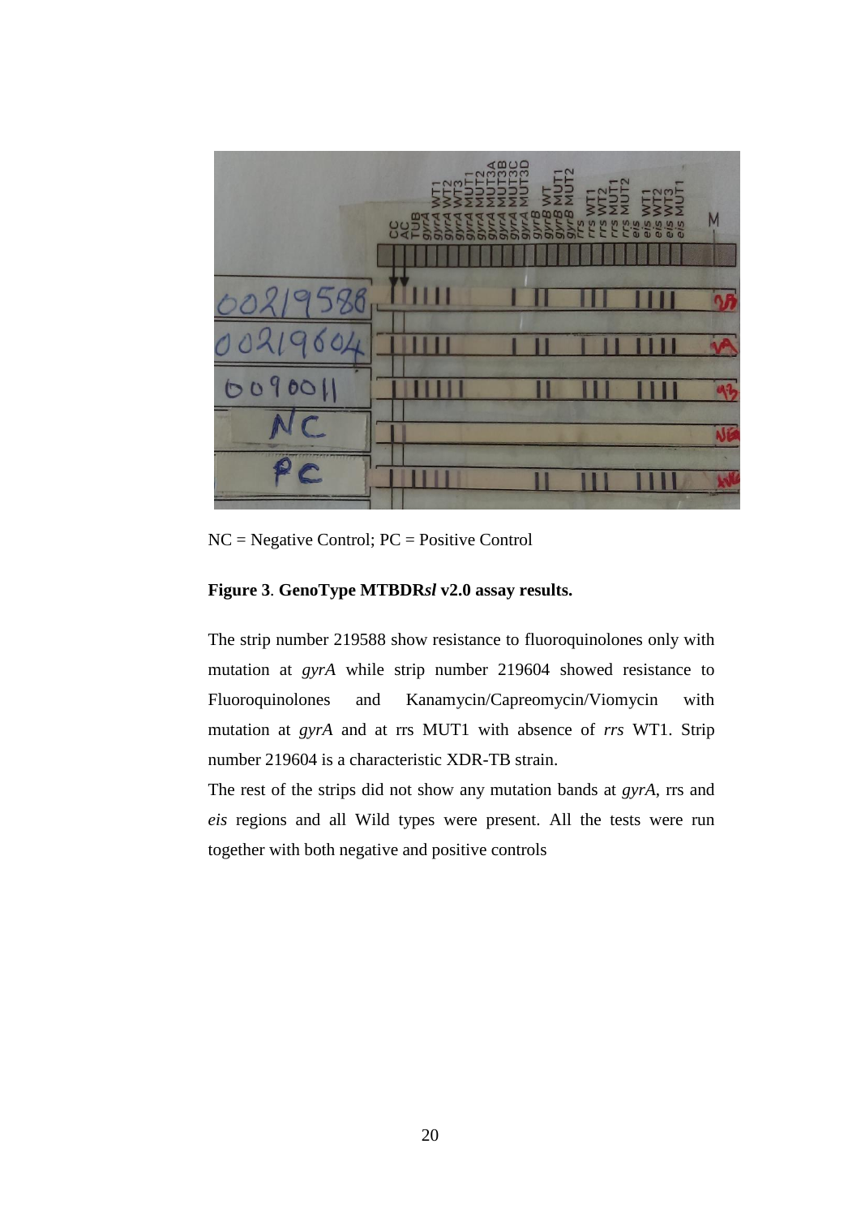NC = Negative Control; PC = Positive Control

**Figure 3**. **GenoType MTBDR*sl* v2.0 assay results.**

The strip number 219588 show resistance to fluoroquinolones only with mutation at *gyrA* while strip number 219604 showed resistance to Fluoroquinolones and Kanamycin/Capreomycin/Viomycin with mutation at *gyrA* and at rrs MUT1 with absence of *rrs* WT1. Strip number 219604 is a characteristic XDR-TB strain.

The rest of the strips did not show any mutation bands at *gyrA*, rrs and *eis* regions and all Wild types were present. All the tests were run together with both negative and positive controls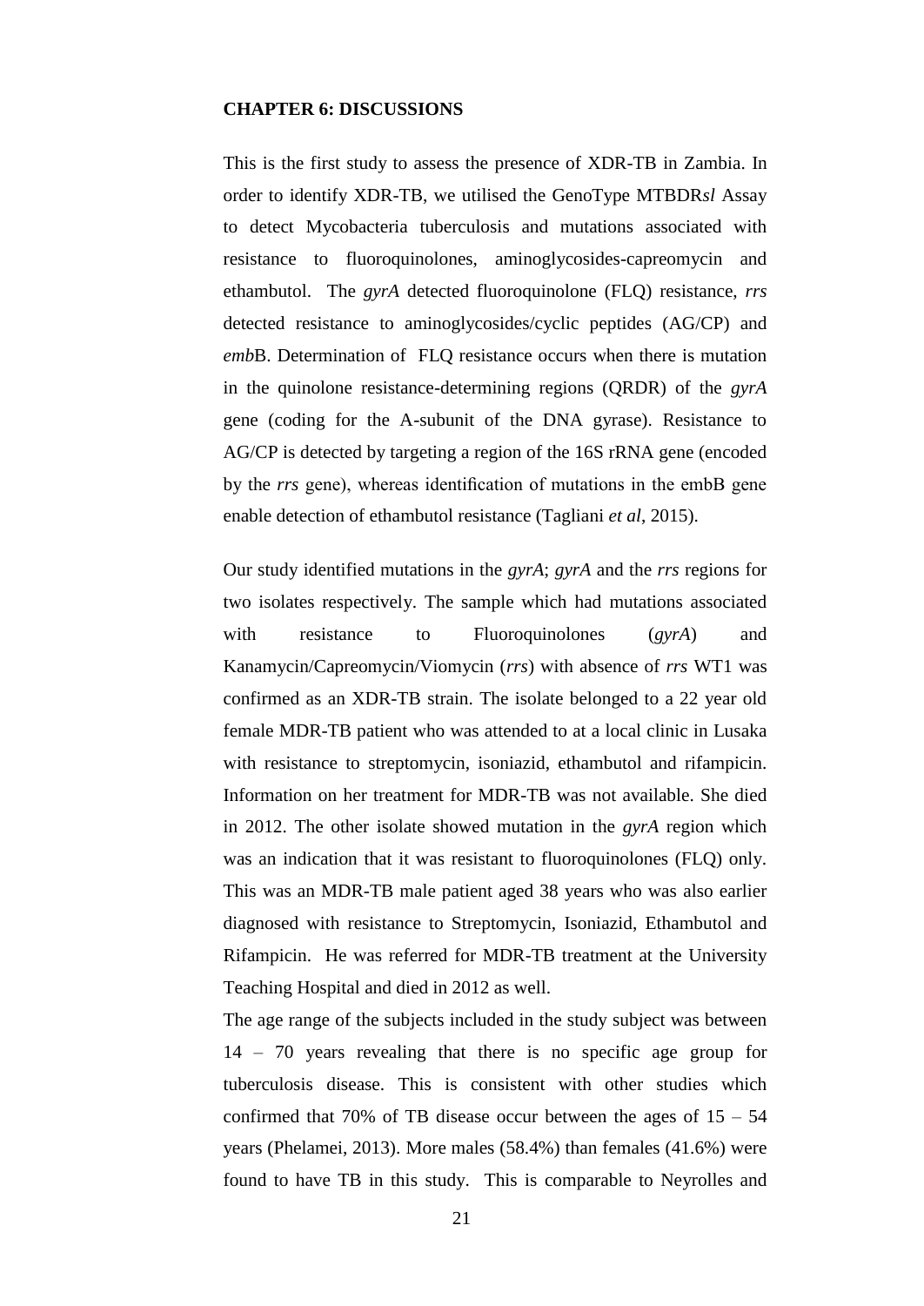**CHAPTER 6: DISCUSSIONS**

This is the first study to assess the presence of XDR-TB in Zambia. In order to identify XDR-TB, we utilised the GenoType MTBDR*sl* Assay to detect Mycobacteria tuberculosis and mutations associated with resistance to fluoroquinolones, aminoglycosides-capreomycin and ethambutol. The *gyrA* detected fluoroquinolone (FLQ) resistance, *rrs* detected resistance to aminoglycosides/cyclic peptides (AG/CP) and *emb*B. Determination of FLQ resistance occurs when there is mutation in the quinolone resistance-determining regions (QRDR) of the *gyrA* gene (coding for the A-subunit of the DNA gyrase). Resistance to AG/CP is detected by targeting a region of the 16S rRNA gene (encoded by the *rrs* gene), whereas identification of mutations in the embB gene enable detection of ethambutol resistance (Tagliani *et al*, 2015).

Our study identified mutations in the *gyrA*; *gyrA* and the *rrs* regions for two isolates respectively. The sample which had mutations associated with resistance to Fluoroquinolones (*gyrA*) and Kanamycin/Capreomycin/Viomycin (*rrs*) with absence of *rrs* WT1 was confirmed as an XDR-TB strain. The isolate belonged to a 22 year old female MDR-TB patient who was attended to at a local clinic in Lusaka with resistance to streptomycin, isoniazid, ethambutol and rifampicin. Information on her treatment for MDR-TB was not available. She died in 2012. The other isolate showed mutation in the *gyrA* region which was an indication that it was resistant to fluoroquinolones (FLQ) only. This was an MDR-TB male patient aged 38 years who was also earlier diagnosed with resistance to Streptomycin, Isoniazid, Ethambutol and Rifampicin. He was referred for MDR-TB treatment at the University Teaching Hospital and died in 2012 as well.

The age range of the subjects included in the study subject was between 14 – 70 years revealing that there is no specific age group for tuberculosis disease. This is consistent with other studies which confirmed that 70% of TB disease occur between the ages of 15 – 54 years (Phelamei, 2013). More males (58.4%) than females (41.6%) were found to have TB in this study. This is comparable to Neyrolles and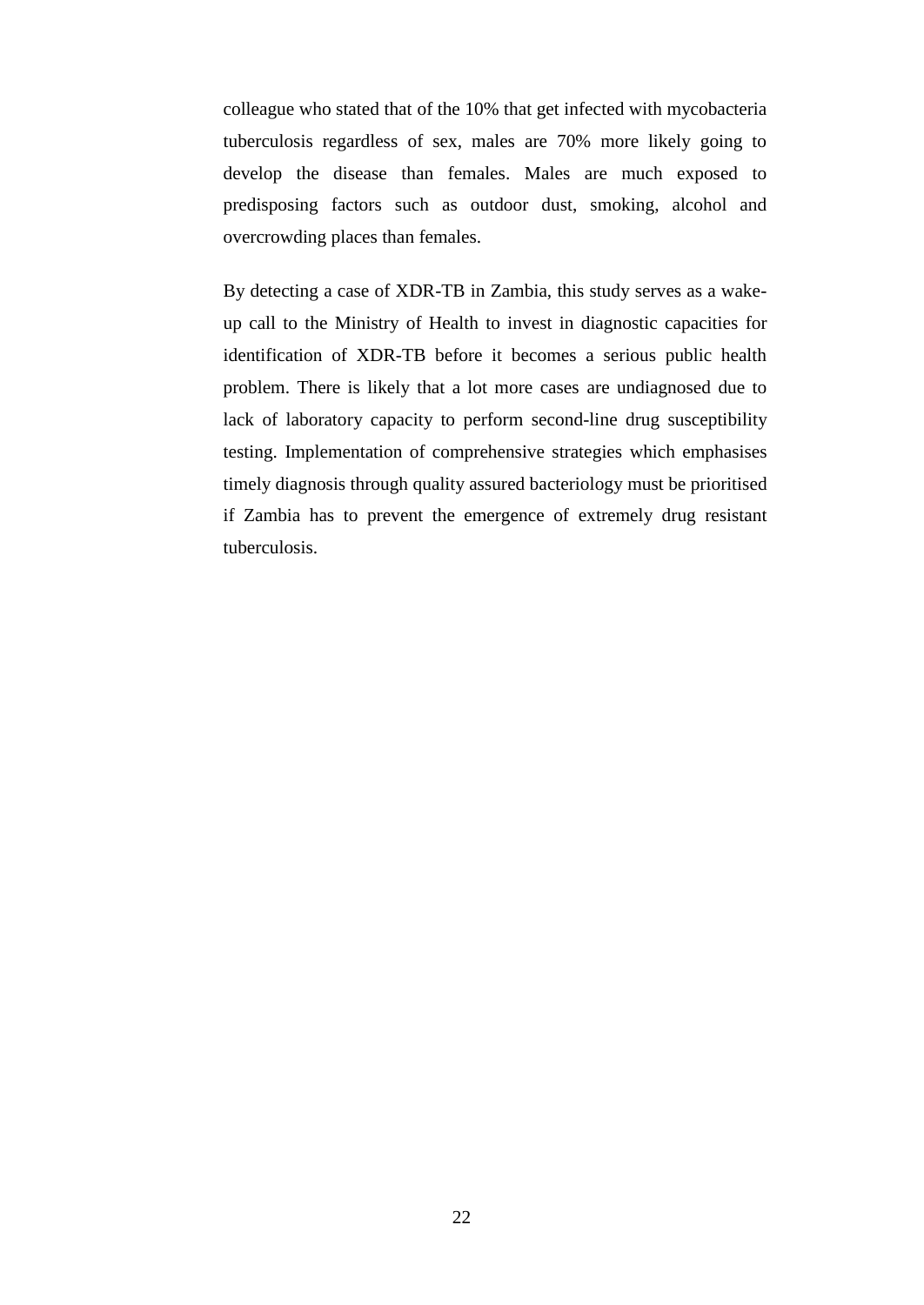colleague who stated that of the 10% that get infected with mycobacteria tuberculosis regardless of sex, males are 70% more likely going to develop the disease than females. Males are much exposed to predisposing factors such as outdoor dust, smoking, alcohol and overcrowding places than females.

By detecting a case of XDR-TB in Zambia, this study serves as a wake-up call to the Ministry of Health to invest in diagnostic capacities for identification of XDR-TB before it becomes a serious public health problem. There is likely that a lot more cases are undiagnosed due to lack of laboratory capacity to perform second-line drug susceptibility testing. Implementation of comprehensive strategies which emphasises timely diagnosis through quality assured bacteriology must be prioritised if Zambia has to prevent the emergence of extremely drug resistant tuberculosis.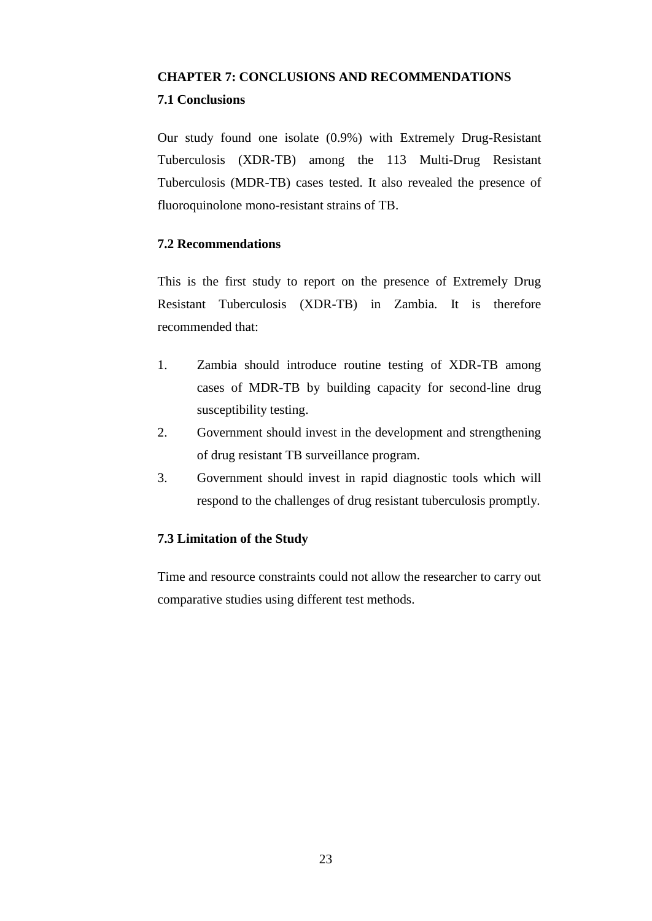# CHAPTER 7: CONCLUSIONS AND RECOMMENDATIONS

## 7.1 Conclusions

Our study found one isolate (0.9%) with Extremely Drug-Resistant Tuberculosis (XDR-TB) among the 113 Multi-Drug Resistant Tuberculosis (MDR-TB) cases tested. It also revealed the presence of fluoroquinolone mono-resistant strains of TB.

## 7.2 Recommendations

This is the first study to report on the presence of Extremely Drug Resistant Tuberculosis (XDR-TB) in Zambia. It is therefore recommended that:

1. Zambia should introduce routine testing of XDR-TB among cases of MDR-TB by building capacity for second-line drug susceptibility testing.
2. Government should invest in the development and strengthening of drug resistant TB surveillance program.
3. Government should invest in rapid diagnostic tools which will respond to the challenges of drug resistant tuberculosis promptly.

## 7.3 Limitation of the Study

Time and resource constraints could not allow the researcher to carry out comparative studies using different test methods.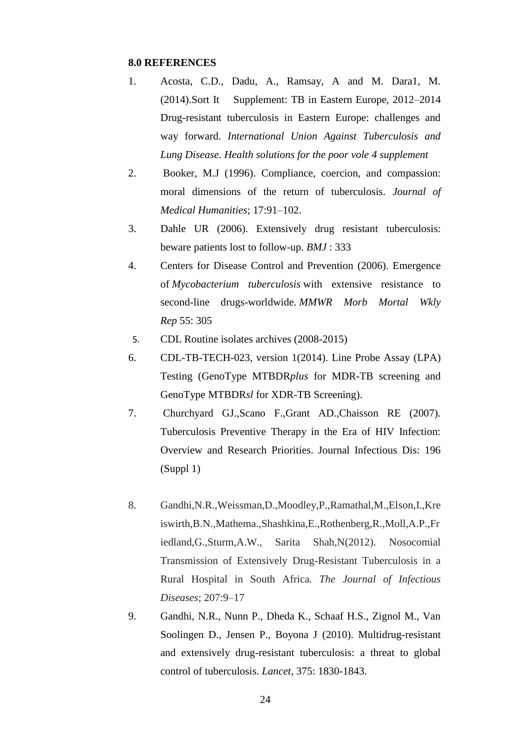**8.0 REFERENCES**

1. Acosta, C.D., Dadu, A., Ramsay, A and M. Dara1, M. (2014).Sort It Supplement: TB in Eastern Europe, 2012–2014 Drug-resistant tuberculosis in Eastern Europe: challenges and way forward. *International Union Against Tuberculosis and Lung Disease. Health solutions for the poor vole 4 supplement*
2. Booker, M.J (1996). Compliance, coercion, and compassion: moral dimensions of the return of tuberculosis. *Journal of Medical Humanities*; 17:91–102.
3. Dahle UR (2006). Extensively drug resistant tuberculosis: beware patients lost to follow-up. *BMJ* : 333
4. Centers for Disease Control and Prevention (2006). Emergence of *Mycobacterium tuberculosis* with extensive resistance to second-line drugs-worldwide. *MMWR Morb Mortal Wkly Rep* 55: 305
5. CDL Routine isolates archives (2008-2015)
6. CDL-TB-TECH-023, version 1(2014). Line Probe Assay (LPA) Testing (GenoType MTBDR*plus* for MDR-TB screening and GenoType MTBDR*sl* for XDR-TB Screening).
7. Churchyard GJ.,Scano F.,Grant AD.,Chaisson RE (2007). Tuberculosis Preventive Therapy in the Era of HIV Infection: Overview and Research Priorities. Journal Infectious Dis: 196 (Suppl 1)
8. Gandhi,N.R.,Weissman,D.,Moodley,P.,Ramathal,M.,Elson,I.,Kreiswirth,B.N.,Mathema.,Shashkina,E.,Rothenberg,R.,Moll,A.P.,Friedland,G.,Sturm,A.W., Sarita Shah,N(2012). Nosocomial Transmission of Extensively Drug-Resistant Tuberculosis in a Rural Hospital in South Africa. *The Journal of Infectious Diseases*; 207:9–17
9. Gandhi, N.R., Nunn P., Dheda K., Schaaf H.S., Zignol M., Van Soolingen D., Jensen P., Boyona J (2010). Multidrug-resistant and extensively drug-resistant tuberculosis: a threat to global control of tuberculosis. *Lancet*, 375: 1830-1843.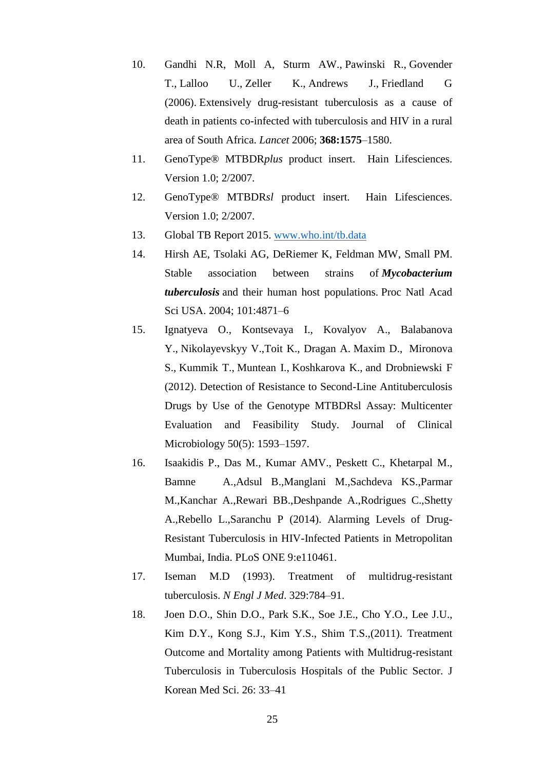10. Gandhi N.R, Moll A, Sturm AW., Pawinski R., Govender T., Lalloo U., Zeller K., Andrews J., Friedland G (2006). Extensively drug-resistant tuberculosis as a cause of death in patients co-infected with tuberculosis and HIV in a rural area of South Africa. *Lancet* 2006; **368:1575**–1580.
11. GenoType® MTBDR*plus* product insert. Hain Lifesciences. Version 1.0; 2/2007.
12. GenoType® MTBDR*sl* product insert. Hain Lifesciences. Version 1.0; 2/2007.
13. Global TB Report 2015. [www.who.int/tb.data](www.who.int/tb.data)
14. Hirsh AE, Tsolaki AG, DeRiemer K, Feldman MW, Small PM. Stable association between strains of ***Mycobacterium tuberculosis*** and their human host populations. Proc Natl Acad Sci USA. 2004; 101:4871–6
15. Ignatyeva O., Kontsevaya I., Kovalyov A., Balabanova Y., Nikolayevskyy V.,Toit K., Dragan A. Maxim D., Mironova S., Kummik T., Muntean I., Koshkarova K., and Drobniewski F (2012). Detection of Resistance to Second-Line Antituberculosis Drugs by Use of the Genotype MTBDRsl Assay: Multicenter Evaluation and Feasibility Study. Journal of Clinical Microbiology 50(5): 1593–1597.
16. Isaakidis P., Das M., Kumar AMV., Peskett C., Khetarpal M., Bamne A.,Adsul B.,Manglani M.,Sachdeva KS.,Parmar M.,Kanchar A.,Rewari BB.,Deshpande A.,Rodrigues C.,Shetty A.,Rebello L.,Saranchu P (2014). Alarming Levels of Drug-Resistant Tuberculosis in HIV-Infected Patients in Metropolitan Mumbai, India. PLoS ONE 9:e110461.
17. Iseman M.D (1993). Treatment of multidrug-resistant tuberculosis. *N Engl J Med*. 329:784–91.
18. Joen D.O., Shin D.O., Park S.K., Soe J.E., Cho Y.O., Lee J.U., Kim D.Y., Kong S.J., Kim Y.S., Shim T.S.,(2011). Treatment Outcome and Mortality among Patients with Multidrug-resistant Tuberculosis in Tuberculosis Hospitals of the Public Sector. J Korean Med Sci. 26: 33–41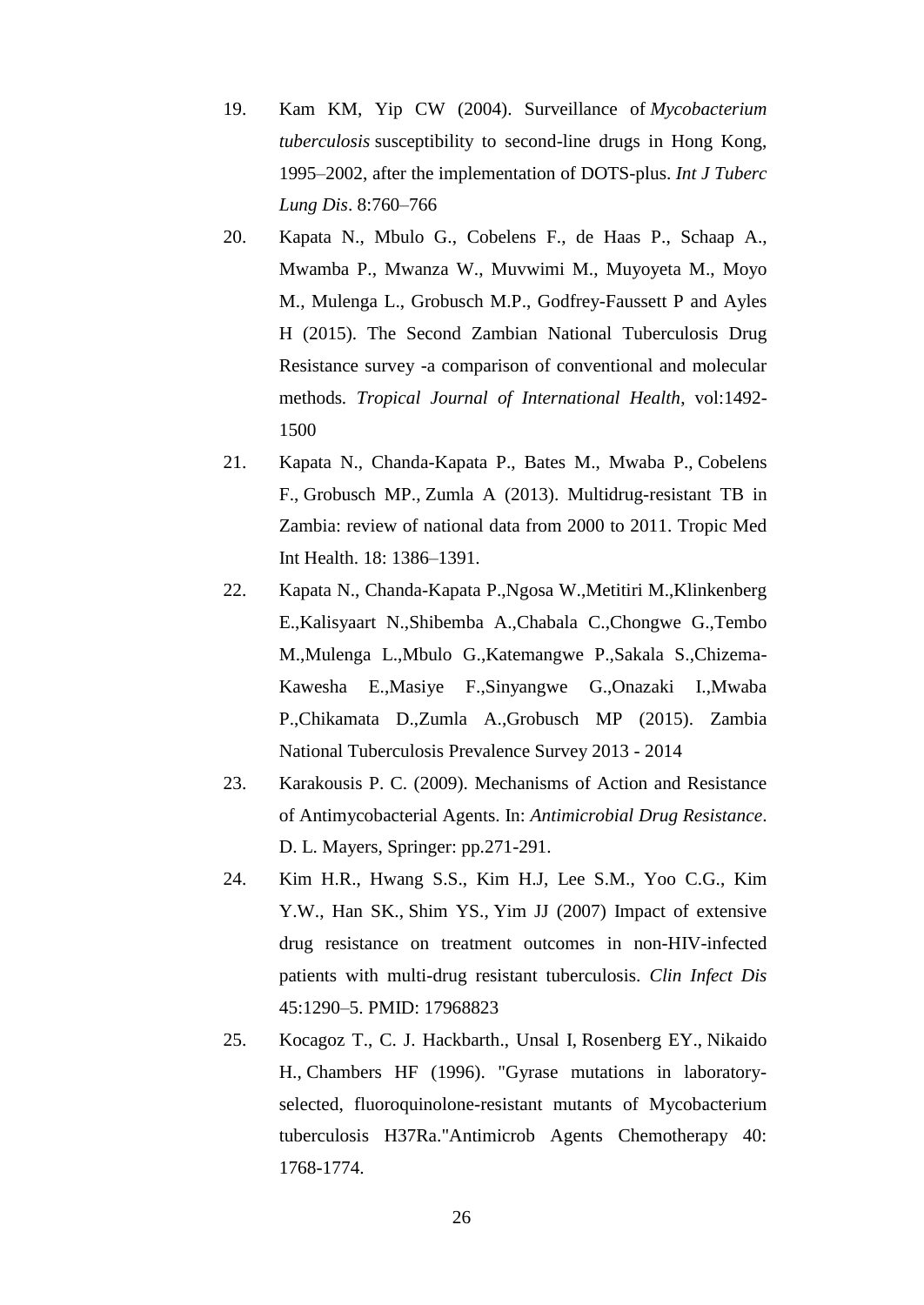19. Kam KM, Yip CW (2004). Surveillance of *Mycobacterium tuberculosis* susceptibility to second-line drugs in Hong Kong, 1995–2002, after the implementation of DOTS-plus. *Int J Tuberc Lung Dis*. 8:760–766

20. Kapata N., Mbulo G., Cobelens F., de Haas P., Schaap A., Mwamba P., Mwanza W., Muvwimi M., Muyoyeta M., Moyo M., Mulenga L., Grobusch M.P., Godfrey-Faussett P and Ayles H (2015). The Second Zambian National Tuberculosis Drug Resistance survey -a comparison of conventional and molecular methods. *Tropical Journal of International Health*, vol:1492-1500

21. Kapata N., Chanda-Kapata P., Bates M., Mwaba P., Cobelens F., Grobusch MP., Zumla A (2013). Multidrug-resistant TB in Zambia: review of national data from 2000 to 2011. Tropic Med Int Health. 18: 1386–1391.

22. Kapata N., Chanda-Kapata P.,Ngosa W.,Metitiri M.,Klinkenberg E.,Kalisyaart N.,Shibemba A.,Chabala C.,Chongwe G.,Tembo M.,Mulenga L.,Mbulo G.,Katemangwe P.,Sakala S.,Chizema-Kawesha E.,Masiye F.,Sinyangwe G.,Onazaki I.,Mwaba P.,Chikamata D.,Zumla A.,Grobusch MP (2015). Zambia National Tuberculosis Prevalence Survey 2013 - 2014

23. Karakousis P. C. (2009). Mechanisms of Action and Resistance of Antimycobacterial Agents. In: *Antimicrobial Drug Resistance*. D. L. Mayers, Springer: pp.271-291.

24. Kim H.R., Hwang S.S., Kim H.J, Lee S.M., Yoo C.G., Kim Y.W., Han SK., Shim YS., Yim JJ (2007) Impact of extensive drug resistance on treatment outcomes in non-HIV-infected patients with multi-drug resistant tuberculosis. *Clin Infect Dis* 45:1290–5. PMID: 17968823

25. Kocagoz T., C. J. Hackbarth., Unsal I, Rosenberg EY., Nikaido H., Chambers HF (1996). "Gyrase mutations in laboratory-selected, fluoroquinolone-resistant mutants of Mycobacterium tuberculosis H37Ra."Antimicrob Agents Chemotherapy 40: 1768-1774.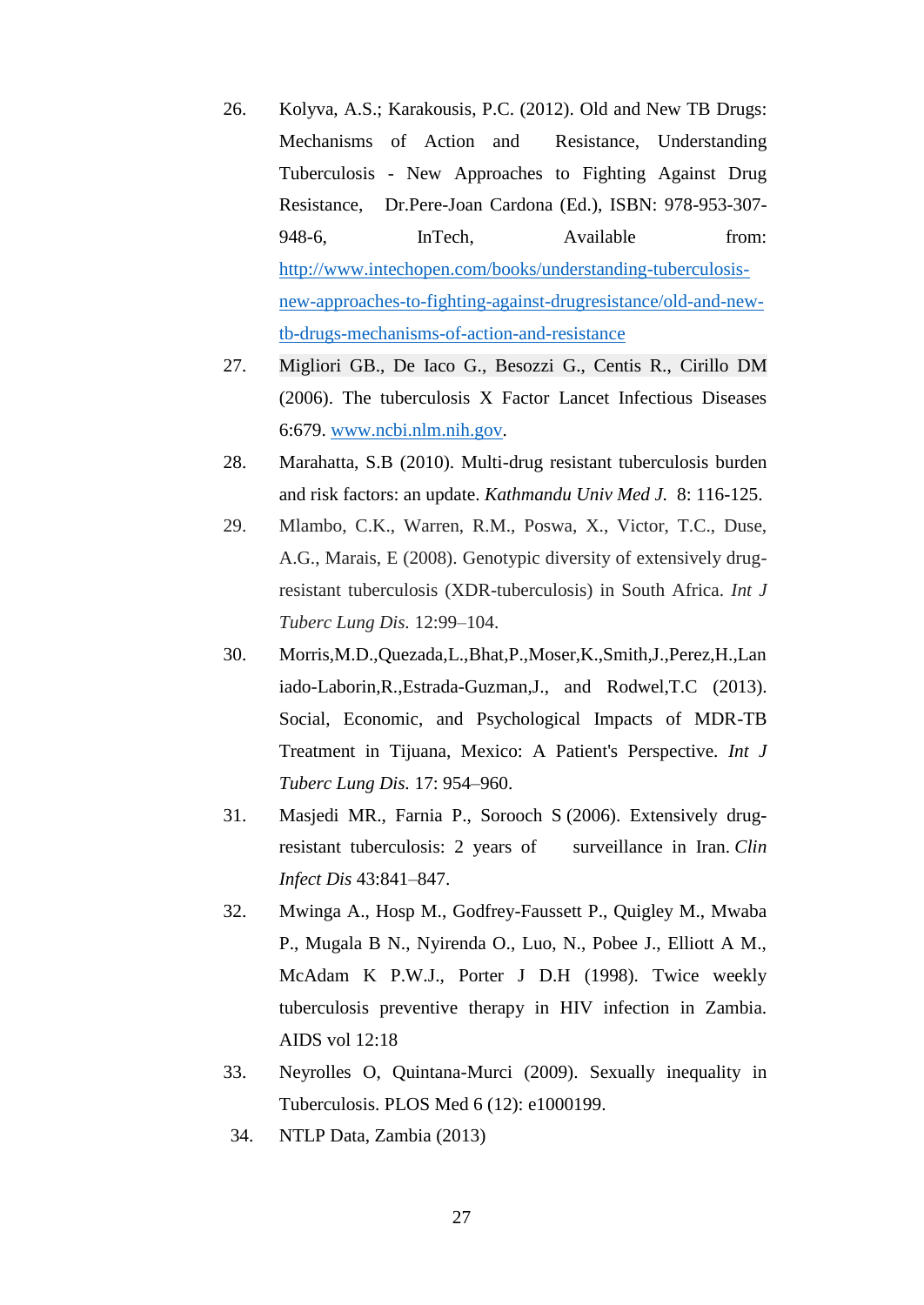26. Kolyva, A.S.; Karakousis, P.C. (2012). Old and New TB Drugs: Mechanisms of Action and Resistance, Understanding Tuberculosis - New Approaches to Fighting Against Drug Resistance, Dr.Pere-Joan Cardona (Ed.), ISBN: 978-953-307-948-6, InTech, Available from: [http://www.intechopen.com/books/understanding-tuberculosis-new-approaches-to-fighting-against-drugresistance/old-and-new-tb-drugs-mechanisms-of-action-and-resistance](http://www.intechopen.com/books/understanding-tuberculosis-new-approaches-to-fighting-against-drugresistance/old-and-new-tb-drugs-mechanisms-of-action-and-resistance)

27. Migliori GB., De Iaco G., Besozzi G., Centis R., Cirillo DM (2006). The tuberculosis X Factor Lancet Infectious Diseases 6:679. [www.ncbi.nlm.nih.gov](http://www.ncbi.nlm.nih.gov).

28. Marahatta, S.B (2010). Multi-drug resistant tuberculosis burden and risk factors: an update. *Kathmandu Univ Med J.* 8: 116-125.

29. Mlambo, C.K., Warren, R.M., Poswa, X., Victor, T.C., Duse, A.G., Marais, E (2008). Genotypic diversity of extensively drug-resistant tuberculosis (XDR-tuberculosis) in South Africa. *Int J Tuberc Lung Dis.* 12:99–104.

30. Morris,M.D.,Quezada,L.,Bhat,P.,Moser,K.,Smith,J.,Perez,H.,Laniado-Laborin,R.,Estrada-Guzman,J., and Rodwel,T.C (2013). Social, Economic, and Psychological Impacts of MDR-TB Treatment in Tijuana, Mexico: A Patient's Perspective. *Int J Tuberc Lung Dis.* 17: 954–960.

31. Masjedi MR., Farnia P., Sorooch S (2006). Extensively drug-resistant tuberculosis: 2 years of surveillance in Iran. *Clin Infect Dis* 43:841–847.

32. Mwinga A., Hosp M., Godfrey-Faussett P., Quigley M., Mwaba P., Mugala B N., Nyirenda O., Luo, N., Pobee J., Elliott A M., McAdam K P.W.J., Porter J D.H (1998). Twice weekly tuberculosis preventive therapy in HIV infection in Zambia. AIDS vol 12:18

33. Neyrolles O, Quintana-Murci (2009). Sexually inequality in Tuberculosis. PLOS Med 6 (12): e1000199.

34. NTLP Data, Zambia (2013)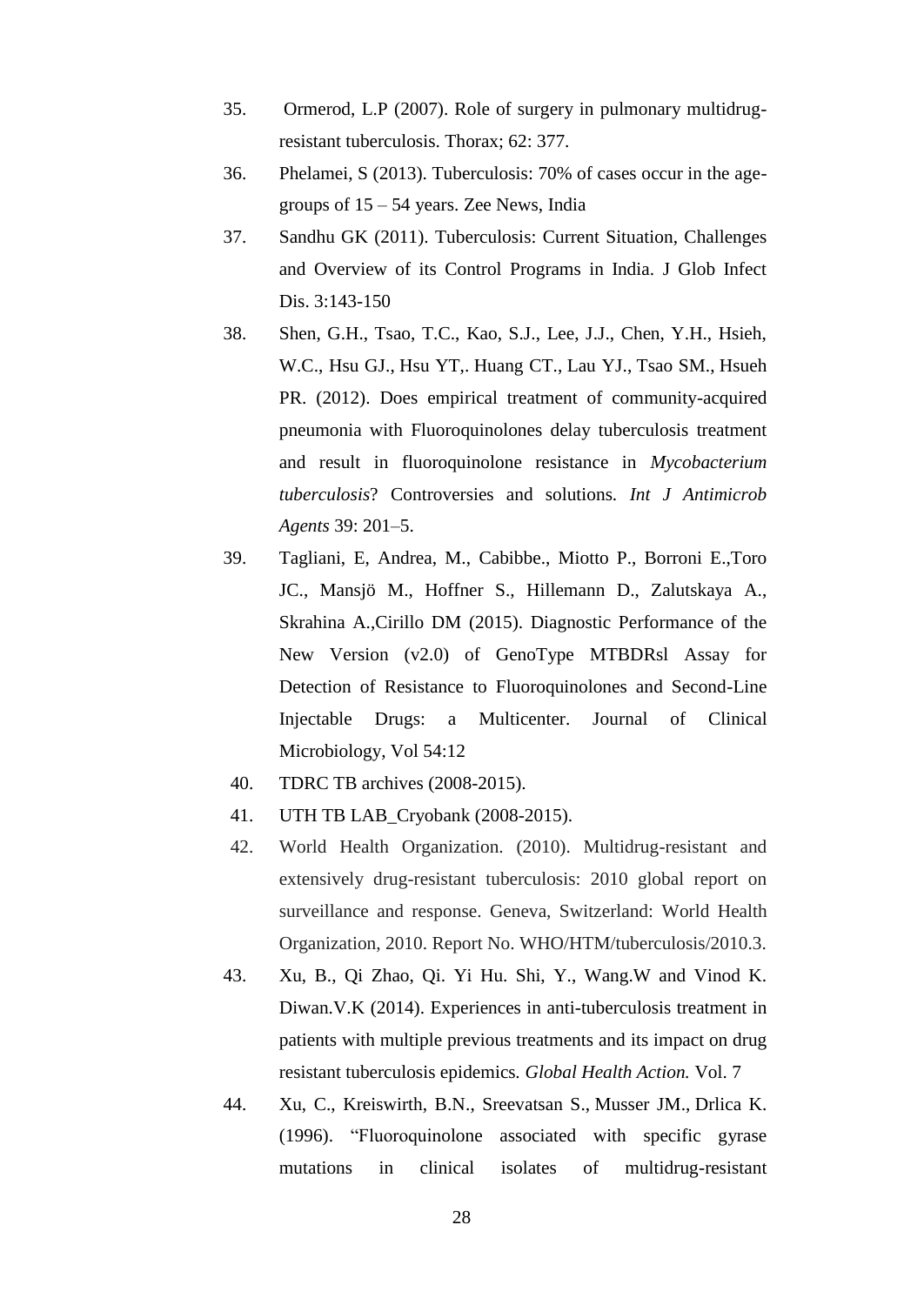35. Ormerod, L.P (2007). Role of surgery in pulmonary multidrug-resistant tuberculosis. Thorax; 62: 377.
36. Phelamei, S (2013). Tuberculosis: 70% of cases occur in the age-groups of 15 – 54 years. Zee News, India
37. Sandhu GK (2011). Tuberculosis: Current Situation, Challenges and Overview of its Control Programs in India. J Glob Infect Dis. 3:143-150
38. Shen, G.H., Tsao, T.C., Kao, S.J., Lee, J.J., Chen, Y.H., Hsieh, W.C., Hsu GJ., Hsu YT,. Huang CT., Lau YJ., Tsao SM., Hsueh PR. (2012). Does empirical treatment of community-acquired pneumonia with Fluoroquinolones delay tuberculosis treatment and result in fluoroquinolone resistance in *Mycobacterium tuberculosis*? Controversies and solutions. *Int J Antimicrob Agents* 39: 201–5.
39. Tagliani, E, Andrea, M., Cabibbe., Miotto P., Borroni E.,Toro JC., Mansjö M., Hoffner S., Hillemann D., Zalutskaya A., Skrahina A.,Cirillo DM (2015). Diagnostic Performance of the New Version (v2.0) of GenoType MTBDRsl Assay for Detection of Resistance to Fluoroquinolones and Second-Line Injectable Drugs: a Multicenter. Journal of Clinical Microbiology, Vol 54:12
40. TDRC TB archives (2008-2015).
41. UTH TB LAB_Cryobank (2008-2015).
42. World Health Organization. (2010). Multidrug-resistant and extensively drug-resistant tuberculosis: 2010 global report on surveillance and response. Geneva, Switzerland: World Health Organization, 2010. Report No. WHO/HTM/tuberculosis/2010.3.
43. Xu, B., Qi Zhao, Qi. Yi Hu. Shi, Y., Wang.W and Vinod K. Diwan.V.K (2014). Experiences in anti-tuberculosis treatment in patients with multiple previous treatments and its impact on drug resistant tuberculosis epidemics. *Global Health Action.* Vol. 7
44. Xu, C., Kreiswirth, B.N., Sreevatsan S., Musser JM., Drlica K. (1996). "Fluoroquinolone associated with specific gyrase mutations in clinical isolates of multidrug-resistant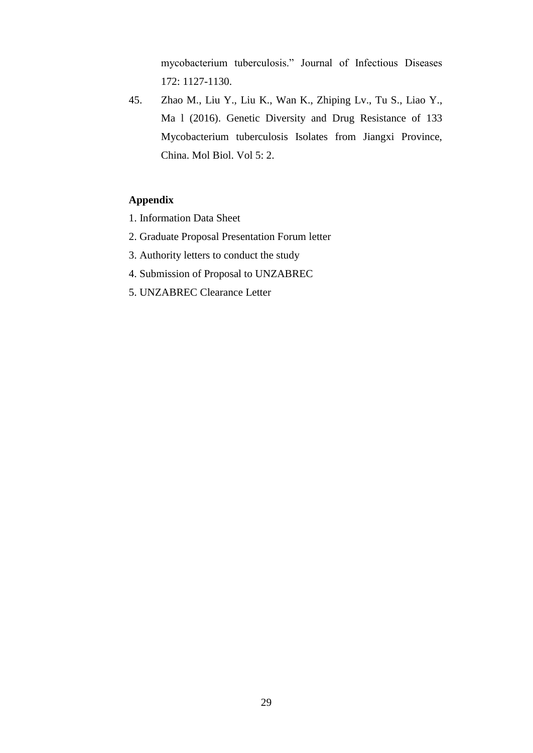mycobacterium tuberculosis." Journal of Infectious Diseases 172: 1127-1130.

45. Zhao M., Liu Y., Liu K., Wan K., Zhiping Lv., Tu S., Liao Y., Ma l (2016). Genetic Diversity and Drug Resistance of 133 Mycobacterium tuberculosis Isolates from Jiangxi Province, China. Mol Biol. Vol 5: 2.

## Appendix

1. Information Data Sheet
2. Graduate Proposal Presentation Forum letter
3. Authority letters to conduct the study
4. Submission of Proposal to UNZABREC
5. UNZABREC Clearance Letter